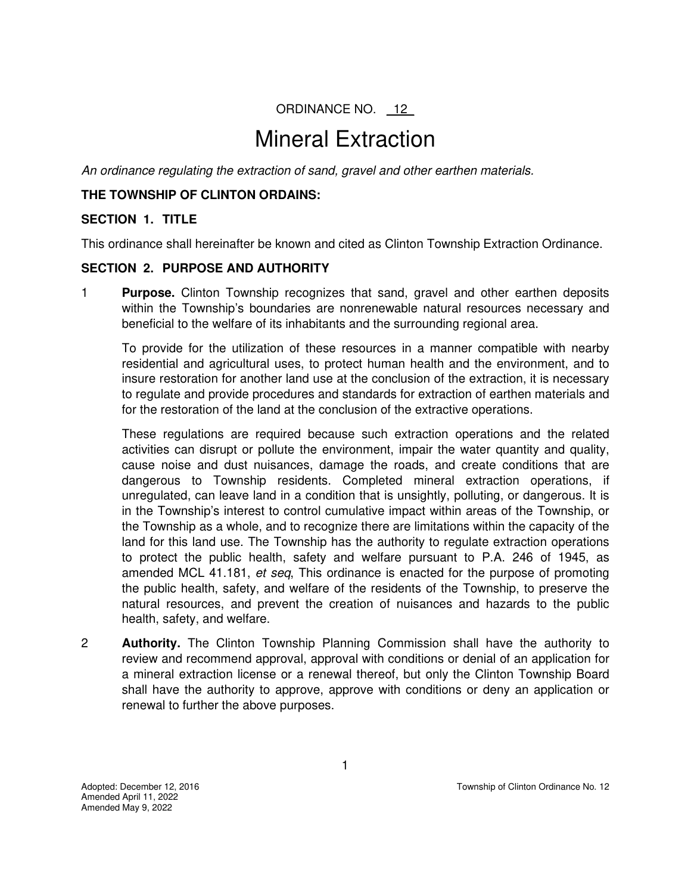ORDINANCE NO. 12

# Mineral Extraction

*An ordinance regulating the extraction of sand, gravel and other earthen materials.*

**THE TOWNSHIP OF CLINTON ORDAINS:**

## SECTION 1. TITLE

This ordinance shall hereinafter be known and cited as Clinton Township Extraction Ordinance.

## SECTION 2. PURPOSE AND AUTHORITY

1 **Purpose.** Clinton Township recognizes that sand, gravel and other earthen deposits within the Township's boundaries are nonrenewable natural resources necessary and beneficial to the welfare of its inhabitants and the surrounding regional area.

To provide for the utilization of these resources in a manner compatible with nearby residential and agricultural uses, to protect human health and the environment, and to insure restoration for another land use at the conclusion of the extraction, it is necessary to regulate and provide procedures and standards for extraction of earthen materials and for the restoration of the land at the conclusion of the extractive operations.

These regulations are required because such extraction operations and the related activities can disrupt or pollute the environment, impair the water quantity and quality, cause noise and dust nuisances, damage the roads, and create conditions that are dangerous to Township residents. Completed mineral extraction operations, if unregulated, can leave land in a condition that is unsightly, polluting, or dangerous. It is in the Township's interest to control cumulative impact within areas of the Township, or the Township as a whole, and to recognize there are limitations within the capacity of the land for this land use. The Township has the authority to regulate extraction operations to protect the public health, safety and welfare pursuant to P.A. 246 of 1945, as amended MCL 41.181, *et seq*, This ordinance is enacted for the purpose of promoting the public health, safety, and welfare of the residents of the Township, to preserve the natural resources, and prevent the creation of nuisances and hazards to the public health, safety, and welfare.

2 **Authority.** The Clinton Township Planning Commission shall have the authority to review and recommend approval, approval with conditions or denial of an application for a mineral extraction license or a renewal thereof, but only the Clinton Township Board shall have the authority to approve, approve with conditions or deny an application or renewal to further the above purposes.

Adopted: December 12, 2016
Amended April 11, 2022
Amended May 9, 2022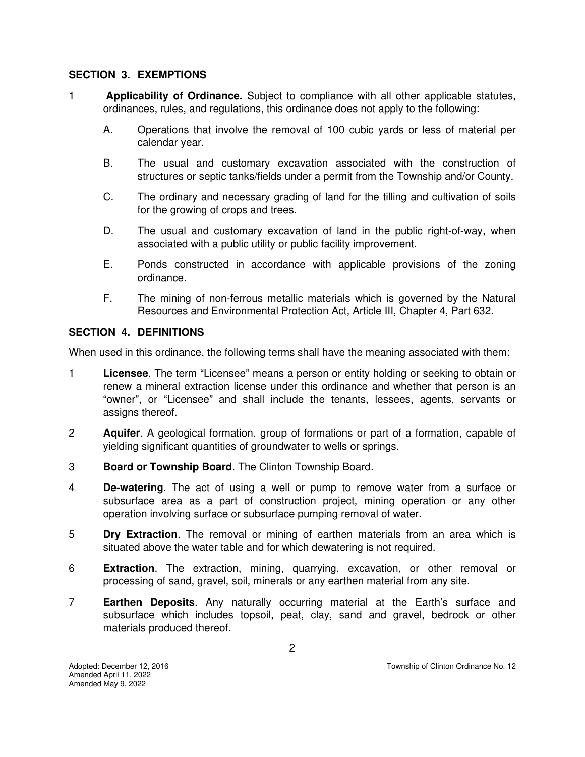## SECTION 3. EXEMPTIONS

1 **Applicability of Ordinance.** Subject to compliance with all other applicable statutes, ordinances, rules, and regulations, this ordinance does not apply to the following:

  A. Operations that involve the removal of 100 cubic yards or less of material per calendar year.

  B. The usual and customary excavation associated with the construction of structures or septic tanks/fields under a permit from the Township and/or County.

  C. The ordinary and necessary grading of land for the tilling and cultivation of soils for the growing of crops and trees.

  D. The usual and customary excavation of land in the public right-of-way, when associated with a public utility or public facility improvement.

  E. Ponds constructed in accordance with applicable provisions of the zoning ordinance.

  F. The mining of non-ferrous metallic materials which is governed by the Natural Resources and Environmental Protection Act, Article III, Chapter 4, Part 632.

## SECTION 4. DEFINITIONS

When used in this ordinance, the following terms shall have the meaning associated with them:

1 **Licensee**. The term "Licensee" means a person or entity holding or seeking to obtain or renew a mineral extraction license under this ordinance and whether that person is an "owner", or "Licensee" and shall include the tenants, lessees, agents, servants or assigns thereof.

2 **Aquifer**. A geological formation, group of formations or part of a formation, capable of yielding significant quantities of groundwater to wells or springs.

3 **Board or Township Board**. The Clinton Township Board.

4 **De-watering**. The act of using a well or pump to remove water from a surface or subsurface area as a part of construction project, mining operation or any other operation involving surface or subsurface pumping removal of water.

5 **Dry Extraction**. The removal or mining of earthen materials from an area which is situated above the water table and for which dewatering is not required.

6 **Extraction**. The extraction, mining, quarrying, excavation, or other removal or processing of sand, gravel, soil, minerals or any earthen material from any site.

7 **Earthen Deposits**. Any naturally occurring material at the Earth's surface and subsurface which includes topsoil, peat, clay, sand and gravel, bedrock or other materials produced thereof.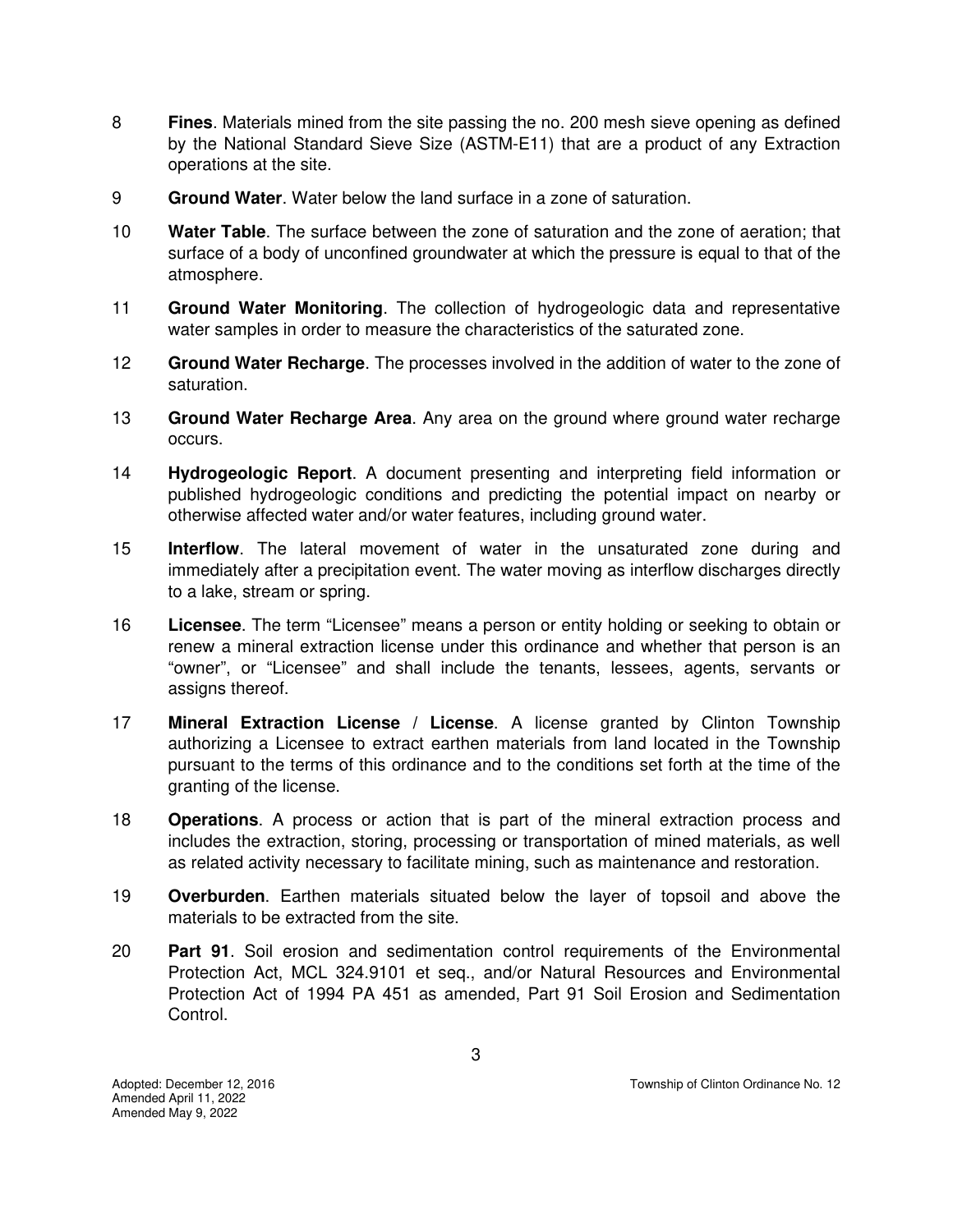8 **Fines**. Materials mined from the site passing the no. 200 mesh sieve opening as defined by the National Standard Sieve Size (ASTM-E11) that are a product of any Extraction operations at the site.

9 **Ground Water**. Water below the land surface in a zone of saturation.

10 **Water Table**. The surface between the zone of saturation and the zone of aeration; that surface of a body of unconfined groundwater at which the pressure is equal to that of the atmosphere.

11 **Ground Water Monitoring**. The collection of hydrogeologic data and representative water samples in order to measure the characteristics of the saturated zone.

12 **Ground Water Recharge**. The processes involved in the addition of water to the zone of saturation.

13 **Ground Water Recharge Area**. Any area on the ground where ground water recharge occurs.

14 **Hydrogeologic Report**. A document presenting and interpreting field information or published hydrogeologic conditions and predicting the potential impact on nearby or otherwise affected water and/or water features, including ground water.

15 **Interflow**. The lateral movement of water in the unsaturated zone during and immediately after a precipitation event. The water moving as interflow discharges directly to a lake, stream or spring.

16 **Licensee**. The term "Licensee" means a person or entity holding or seeking to obtain or renew a mineral extraction license under this ordinance and whether that person is an "owner", or "Licensee" and shall include the tenants, lessees, agents, servants or assigns thereof.

17 **Mineral Extraction License / License**. A license granted by Clinton Township authorizing a Licensee to extract earthen materials from land located in the Township pursuant to the terms of this ordinance and to the conditions set forth at the time of the granting of the license.

18 **Operations**. A process or action that is part of the mineral extraction process and includes the extraction, storing, processing or transportation of mined materials, as well as related activity necessary to facilitate mining, such as maintenance and restoration.

19 **Overburden**. Earthen materials situated below the layer of topsoil and above the materials to be extracted from the site.

20 **Part 91**. Soil erosion and sedimentation control requirements of the Environmental Protection Act, MCL 324.9101 et seq., and/or Natural Resources and Environmental Protection Act of 1994 PA 451 as amended, Part 91 Soil Erosion and Sedimentation Control.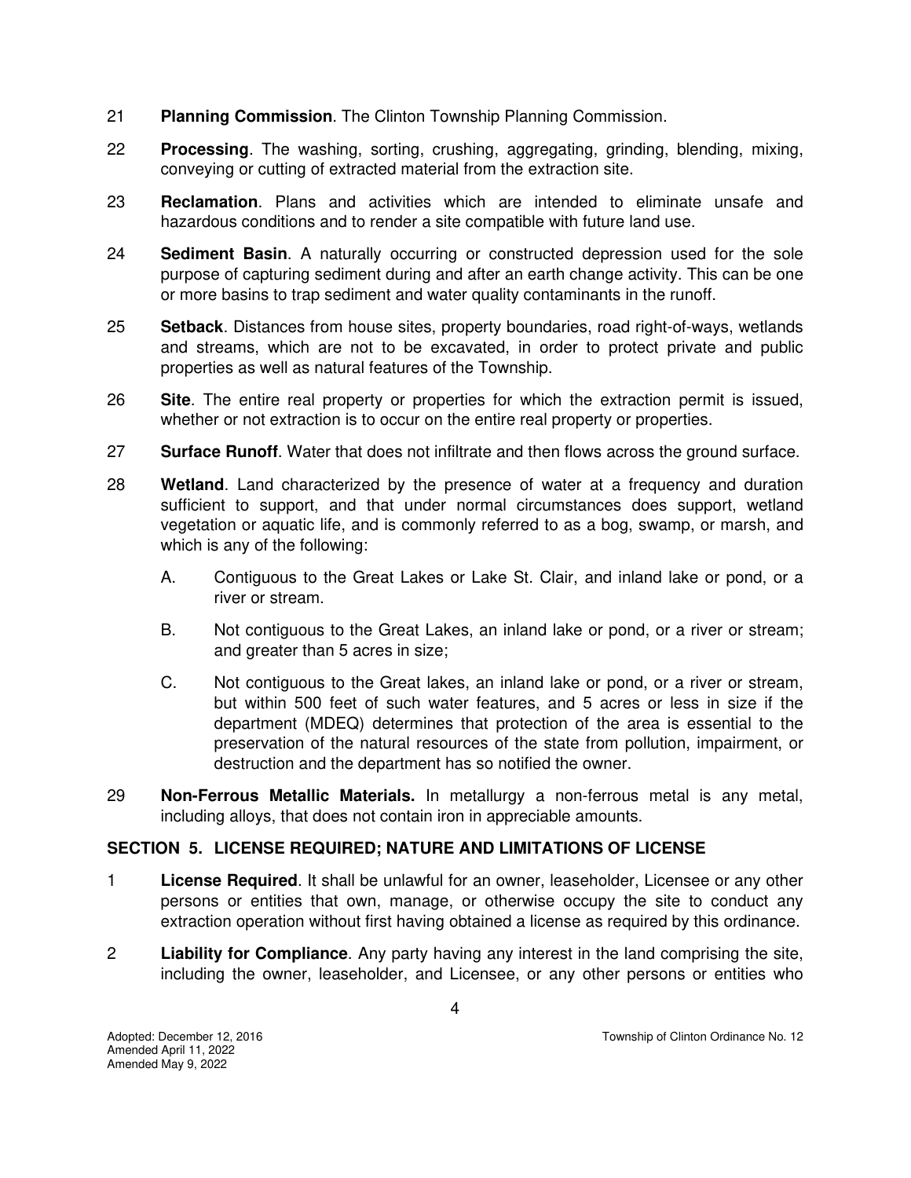21 **Planning Commission**. The Clinton Township Planning Commission.

22 **Processing**. The washing, sorting, crushing, aggregating, grinding, blending, mixing, conveying or cutting of extracted material from the extraction site.

23 **Reclamation**. Plans and activities which are intended to eliminate unsafe and hazardous conditions and to render a site compatible with future land use.

24 **Sediment Basin**. A naturally occurring or constructed depression used for the sole purpose of capturing sediment during and after an earth change activity. This can be one or more basins to trap sediment and water quality contaminants in the runoff.

25 **Setback**. Distances from house sites, property boundaries, road right-of-ways, wetlands and streams, which are not to be excavated, in order to protect private and public properties as well as natural features of the Township.

26 **Site**. The entire real property or properties for which the extraction permit is issued, whether or not extraction is to occur on the entire real property or properties.

27 **Surface Runoff**. Water that does not infiltrate and then flows across the ground surface.

28 **Wetland**. Land characterized by the presence of water at a frequency and duration sufficient to support, and that under normal circumstances does support, wetland vegetation or aquatic life, and is commonly referred to as a bog, swamp, or marsh, and which is any of the following:

A. Contiguous to the Great Lakes or Lake St. Clair, and inland lake or pond, or a river or stream.

B. Not contiguous to the Great Lakes, an inland lake or pond, or a river or stream; and greater than 5 acres in size;

C. Not contiguous to the Great lakes, an inland lake or pond, or a river or stream, but within 500 feet of such water features, and 5 acres or less in size if the department (MDEQ) determines that protection of the area is essential to the preservation of the natural resources of the state from pollution, impairment, or destruction and the department has so notified the owner.

29 **Non-Ferrous Metallic Materials.** In metallurgy a non-ferrous metal is any metal, including alloys, that does not contain iron in appreciable amounts.

## SECTION 5. LICENSE REQUIRED; NATURE AND LIMITATIONS OF LICENSE

1 **License Required**. It shall be unlawful for an owner, leaseholder, Licensee or any other persons or entities that own, manage, or otherwise occupy the site to conduct any extraction operation without first having obtained a license as required by this ordinance.

2 **Liability for Compliance**. Any party having any interest in the land comprising the site, including the owner, leaseholder, and Licensee, or any other persons or entities who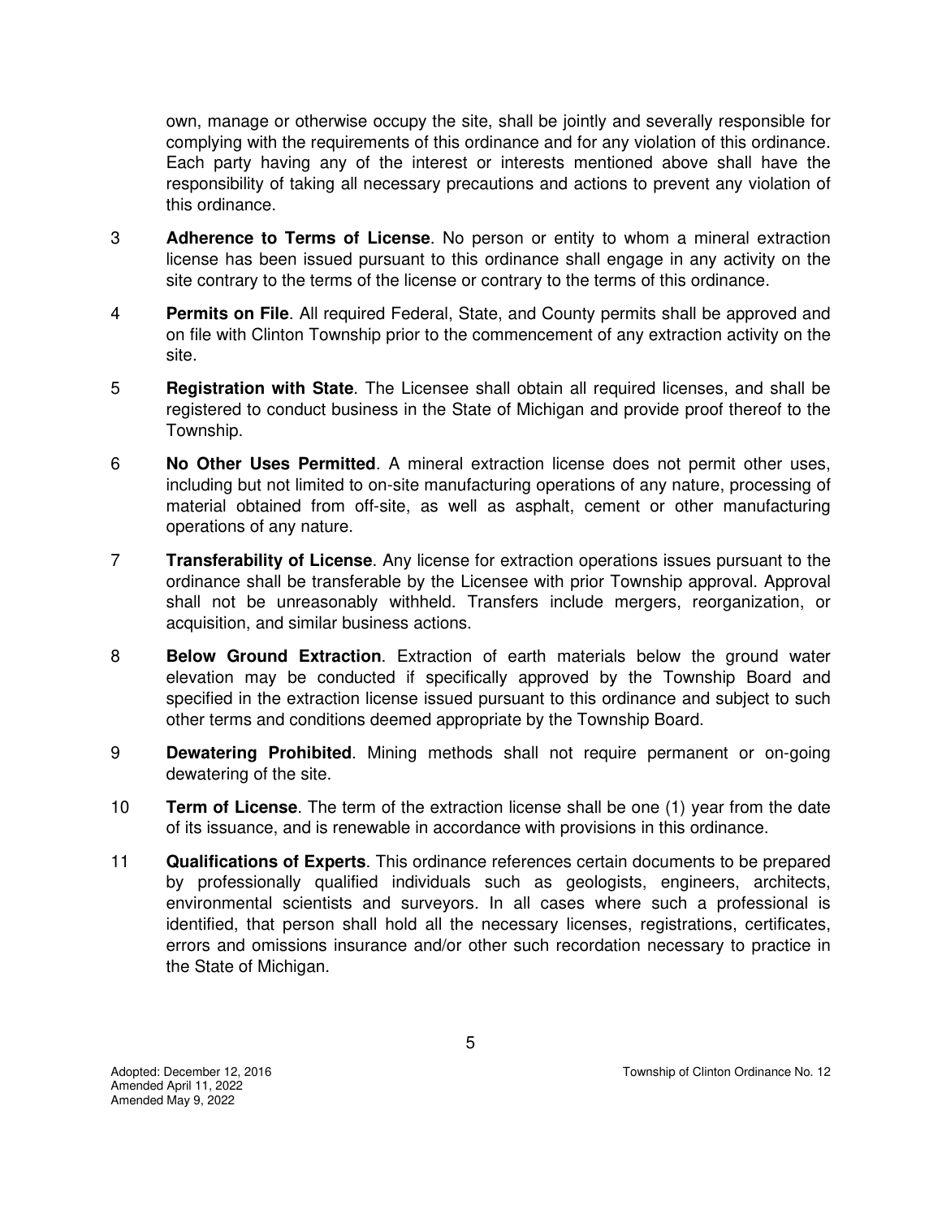own, manage or otherwise occupy the site, shall be jointly and severally responsible for complying with the requirements of this ordinance and for any violation of this ordinance. Each party having any of the interest or interests mentioned above shall have the responsibility of taking all necessary precautions and actions to prevent any violation of this ordinance.

3 **Adherence to Terms of License**. No person or entity to whom a mineral extraction license has been issued pursuant to this ordinance shall engage in any activity on the site contrary to the terms of the license or contrary to the terms of this ordinance.

4 **Permits on File**. All required Federal, State, and County permits shall be approved and on file with Clinton Township prior to the commencement of any extraction activity on the site.

5 **Registration with State**. The Licensee shall obtain all required licenses, and shall be registered to conduct business in the State of Michigan and provide proof thereof to the Township.

6 **No Other Uses Permitted**. A mineral extraction license does not permit other uses, including but not limited to on-site manufacturing operations of any nature, processing of material obtained from off-site, as well as asphalt, cement or other manufacturing operations of any nature.

7 **Transferability of License**. Any license for extraction operations issues pursuant to the ordinance shall be transferable by the Licensee with prior Township approval. Approval shall not be unreasonably withheld. Transfers include mergers, reorganization, or acquisition, and similar business actions.

8 **Below Ground Extraction**. Extraction of earth materials below the ground water elevation may be conducted if specifically approved by the Township Board and specified in the extraction license issued pursuant to this ordinance and subject to such other terms and conditions deemed appropriate by the Township Board.

9 **Dewatering Prohibited**. Mining methods shall not require permanent or on-going dewatering of the site.

10 **Term of License**. The term of the extraction license shall be one (1) year from the date of its issuance, and is renewable in accordance with provisions in this ordinance.

11 **Qualifications of Experts**. This ordinance references certain documents to be prepared by professionally qualified individuals such as geologists, engineers, architects, environmental scientists and surveyors. In all cases where such a professional is identified, that person shall hold all the necessary licenses, registrations, certificates, errors and omissions insurance and/or other such recordation necessary to practice in the State of Michigan.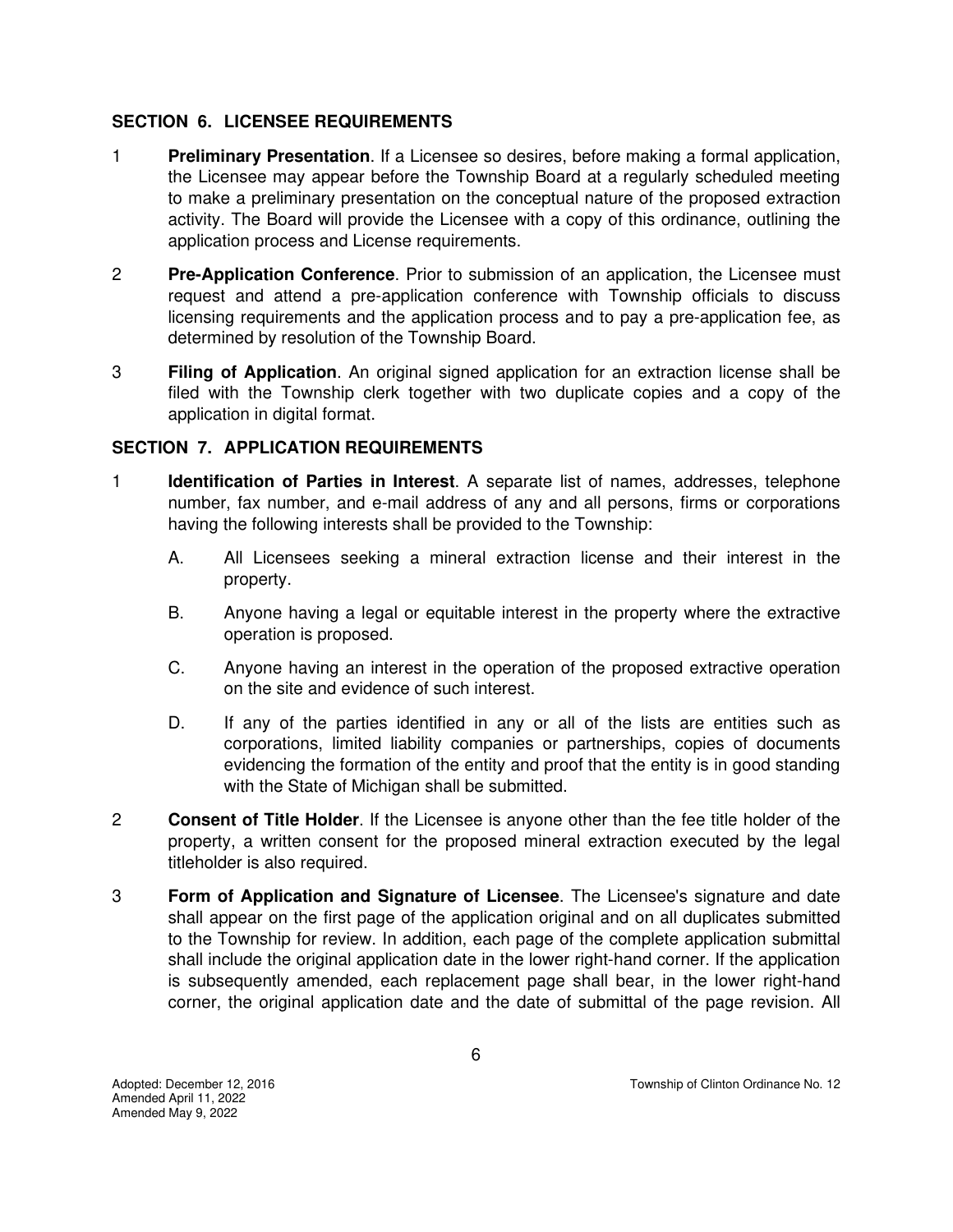## SECTION 6. LICENSEE REQUIREMENTS

1 **Preliminary Presentation**. If a Licensee so desires, before making a formal application, the Licensee may appear before the Township Board at a regularly scheduled meeting to make a preliminary presentation on the conceptual nature of the proposed extraction activity. The Board will provide the Licensee with a copy of this ordinance, outlining the application process and License requirements.

2 **Pre-Application Conference**. Prior to submission of an application, the Licensee must request and attend a pre-application conference with Township officials to discuss licensing requirements and the application process and to pay a pre-application fee, as determined by resolution of the Township Board.

3 **Filing of Application**. An original signed application for an extraction license shall be filed with the Township clerk together with two duplicate copies and a copy of the application in digital format.

## SECTION 7. APPLICATION REQUIREMENTS

1 **Identification of Parties in Interest**. A separate list of names, addresses, telephone number, fax number, and e-mail address of any and all persons, firms or corporations having the following interests shall be provided to the Township:

A. All Licensees seeking a mineral extraction license and their interest in the property.

B. Anyone having a legal or equitable interest in the property where the extractive operation is proposed.

C. Anyone having an interest in the operation of the proposed extractive operation on the site and evidence of such interest.

D. If any of the parties identified in any or all of the lists are entities such as corporations, limited liability companies or partnerships, copies of documents evidencing the formation of the entity and proof that the entity is in good standing with the State of Michigan shall be submitted.

2 **Consent of Title Holder**. If the Licensee is anyone other than the fee title holder of the property, a written consent for the proposed mineral extraction executed by the legal titleholder is also required.

3 **Form of Application and Signature of Licensee**. The Licensee's signature and date shall appear on the first page of the application original and on all duplicates submitted to the Township for review. In addition, each page of the complete application submittal shall include the original application date in the lower right-hand corner. If the application is subsequently amended, each replacement page shall bear, in the lower right-hand corner, the original application date and the date of submittal of the page revision. All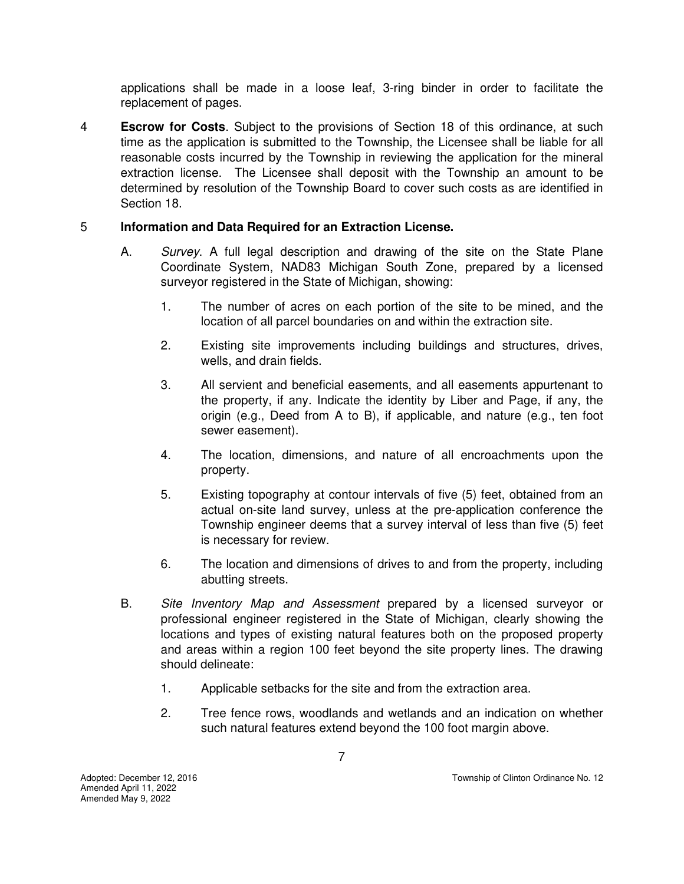applications shall be made in a loose leaf, 3-ring binder in order to facilitate the replacement of pages.

4 **Escrow for Costs**. Subject to the provisions of Section 18 of this ordinance, at such time as the application is submitted to the Township, the Licensee shall be liable for all reasonable costs incurred by the Township in reviewing the application for the mineral extraction license. The Licensee shall deposit with the Township an amount to be determined by resolution of the Township Board to cover such costs as are identified in Section 18.

5 **Information and Data Required for an Extraction License.**

A. *Survey*. A full legal description and drawing of the site on the State Plane Coordinate System, NAD83 Michigan South Zone, prepared by a licensed surveyor registered in the State of Michigan, showing:

1. The number of acres on each portion of the site to be mined, and the location of all parcel boundaries on and within the extraction site.

2. Existing site improvements including buildings and structures, drives, wells, and drain fields.

3. All servient and beneficial easements, and all easements appurtenant to the property, if any. Indicate the identity by Liber and Page, if any, the origin (e.g., Deed from A to B), if applicable, and nature (e.g., ten foot sewer easement).

4. The location, dimensions, and nature of all encroachments upon the property.

5. Existing topography at contour intervals of five (5) feet, obtained from an actual on-site land survey, unless at the pre-application conference the Township engineer deems that a survey interval of less than five (5) feet is necessary for review.

6. The location and dimensions of drives to and from the property, including abutting streets.

B. *Site Inventory Map and Assessment* prepared by a licensed surveyor or professional engineer registered in the State of Michigan, clearly showing the locations and types of existing natural features both on the proposed property and areas within a region 100 feet beyond the site property lines. The drawing should delineate:

1. Applicable setbacks for the site and from the extraction area.

2. Tree fence rows, woodlands and wetlands and an indication on whether such natural features extend beyond the 100 foot margin above.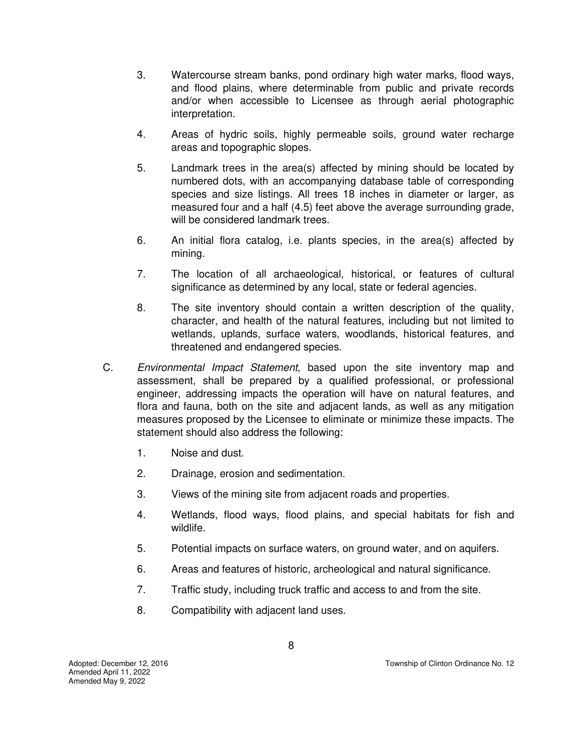3. Watercourse stream banks, pond ordinary high water marks, flood ways, and flood plains, where determinable from public and private records and/or when accessible to Licensee as through aerial photographic interpretation.

4. Areas of hydric soils, highly permeable soils, ground water recharge areas and topographic slopes.

5. Landmark trees in the area(s) affected by mining should be located by numbered dots, with an accompanying database table of corresponding species and size listings. All trees 18 inches in diameter or larger, as measured four and a half (4.5) feet above the average surrounding grade, will be considered landmark trees.

6. An initial flora catalog, i.e. plants species, in the area(s) affected by mining.

7. The location of all archaeological, historical, or features of cultural significance as determined by any local, state or federal agencies.

8. The site inventory should contain a written description of the quality, character, and health of the natural features, including but not limited to wetlands, uplands, surface waters, woodlands, historical features, and threatened and endangered species.

C. *Environmental Impact Statement*, based upon the site inventory map and assessment, shall be prepared by a qualified professional, or professional engineer, addressing impacts the operation will have on natural features, and flora and fauna, both on the site and adjacent lands, as well as any mitigation measures proposed by the Licensee to eliminate or minimize these impacts. The statement should also address the following:

   1. Noise and dust.

   2. Drainage, erosion and sedimentation.

   3. Views of the mining site from adjacent roads and properties.

   4. Wetlands, flood ways, flood plains, and special habitats for fish and wildlife.

   5. Potential impacts on surface waters, on ground water, and on aquifers.

   6. Areas and features of historic, archeological and natural significance.

   7. Traffic study, including truck traffic and access to and from the site.

   8. Compatibility with adjacent land uses.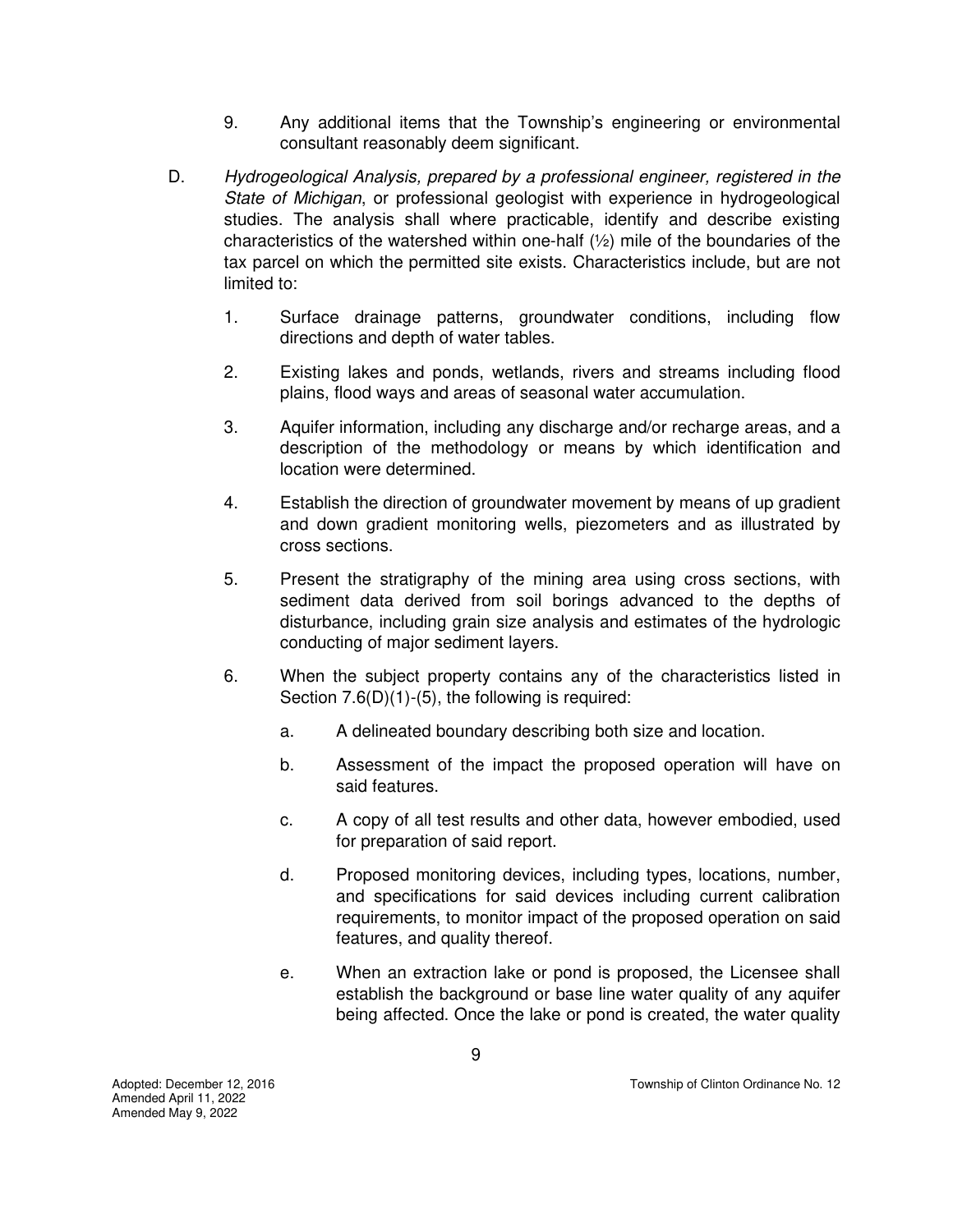9. Any additional items that the Township's engineering or environmental consultant reasonably deem significant.

D. *Hydrogeological Analysis, prepared by a professional engineer, registered in the State of Michigan*, or professional geologist with experience in hydrogeological studies. The analysis shall where practicable, identify and describe existing characteristics of the watershed within one-half (½) mile of the boundaries of the tax parcel on which the permitted site exists. Characteristics include, but are not limited to:

   1. Surface drainage patterns, groundwater conditions, including flow directions and depth of water tables.

   2. Existing lakes and ponds, wetlands, rivers and streams including flood plains, flood ways and areas of seasonal water accumulation.

   3. Aquifer information, including any discharge and/or recharge areas, and a description of the methodology or means by which identification and location were determined.

   4. Establish the direction of groundwater movement by means of up gradient and down gradient monitoring wells, piezometers and as illustrated by cross sections.

   5. Present the stratigraphy of the mining area using cross sections, with sediment data derived from soil borings advanced to the depths of disturbance, including grain size analysis and estimates of the hydrologic conducting of major sediment layers.

   6. When the subject property contains any of the characteristics listed in Section 7.6(D)(1)-(5), the following is required:

      a. A delineated boundary describing both size and location.

      b. Assessment of the impact the proposed operation will have on said features.

      c. A copy of all test results and other data, however embodied, used for preparation of said report.

      d. Proposed monitoring devices, including types, locations, number, and specifications for said devices including current calibration requirements, to monitor impact of the proposed operation on said features, and quality thereof.

      e. When an extraction lake or pond is proposed, the Licensee shall establish the background or base line water quality of any aquifer being affected. Once the lake or pond is created, the water quality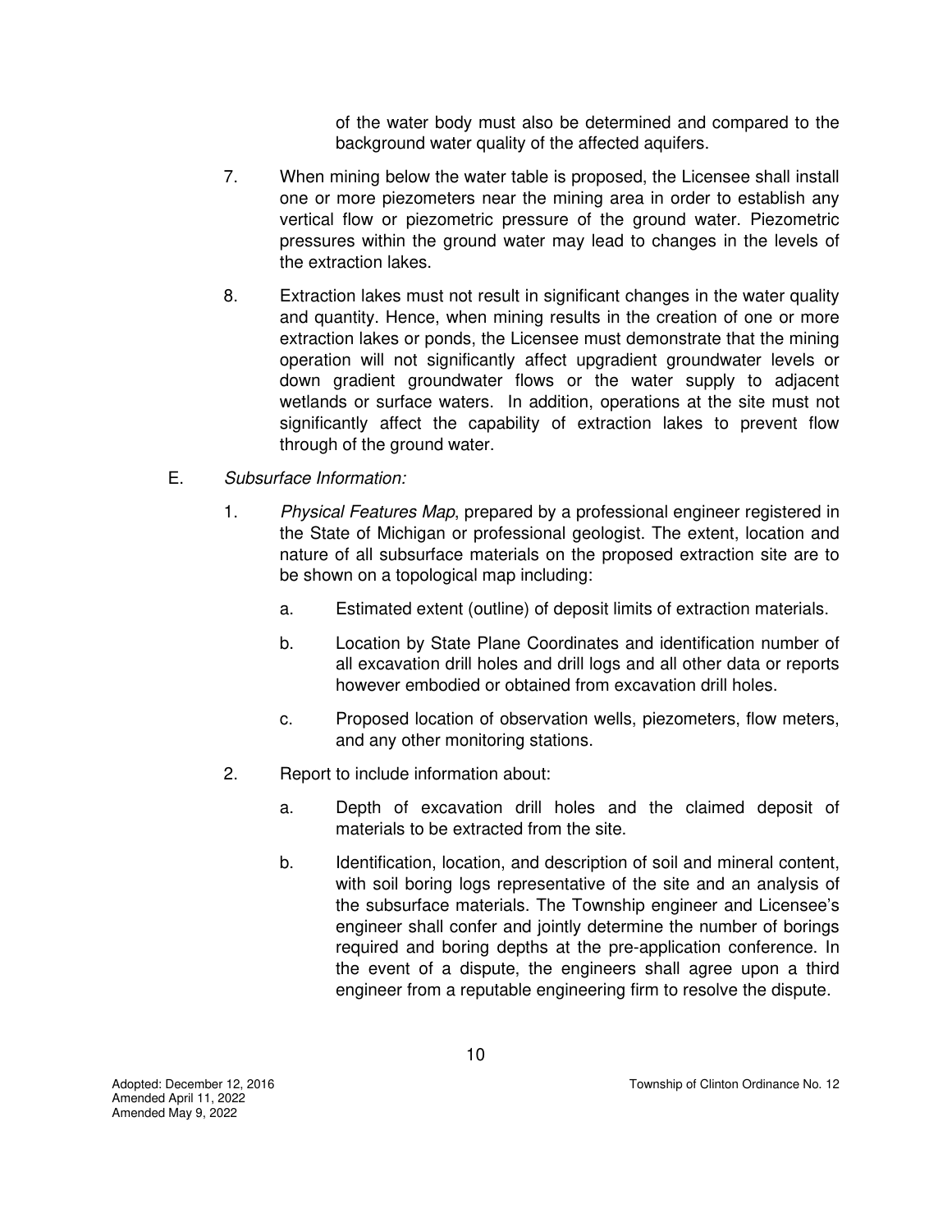of the water body must also be determined and compared to the background water quality of the affected aquifers.

7. When mining below the water table is proposed, the Licensee shall install one or more piezometers near the mining area in order to establish any vertical flow or piezometric pressure of the ground water. Piezometric pressures within the ground water may lead to changes in the levels of the extraction lakes.

8. Extraction lakes must not result in significant changes in the water quality and quantity. Hence, when mining results in the creation of one or more extraction lakes or ponds, the Licensee must demonstrate that the mining operation will not significantly affect upgradient groundwater levels or down gradient groundwater flows or the water supply to adjacent wetlands or surface waters. In addition, operations at the site must not significantly affect the capability of extraction lakes to prevent flow through of the ground water.

E. *Subsurface Information:*

1. *Physical Features Map*, prepared by a professional engineer registered in the State of Michigan or professional geologist. The extent, location and nature of all subsurface materials on the proposed extraction site are to be shown on a topological map including:

    a. Estimated extent (outline) of deposit limits of extraction materials.

    b. Location by State Plane Coordinates and identification number of all excavation drill holes and drill logs and all other data or reports however embodied or obtained from excavation drill holes.

    c. Proposed location of observation wells, piezometers, flow meters, and any other monitoring stations.

2. Report to include information about:

    a. Depth of excavation drill holes and the claimed deposit of materials to be extracted from the site.

    b. Identification, location, and description of soil and mineral content, with soil boring logs representative of the site and an analysis of the subsurface materials. The Township engineer and Licensee's engineer shall confer and jointly determine the number of borings required and boring depths at the pre-application conference. In the event of a dispute, the engineers shall agree upon a third engineer from a reputable engineering firm to resolve the dispute.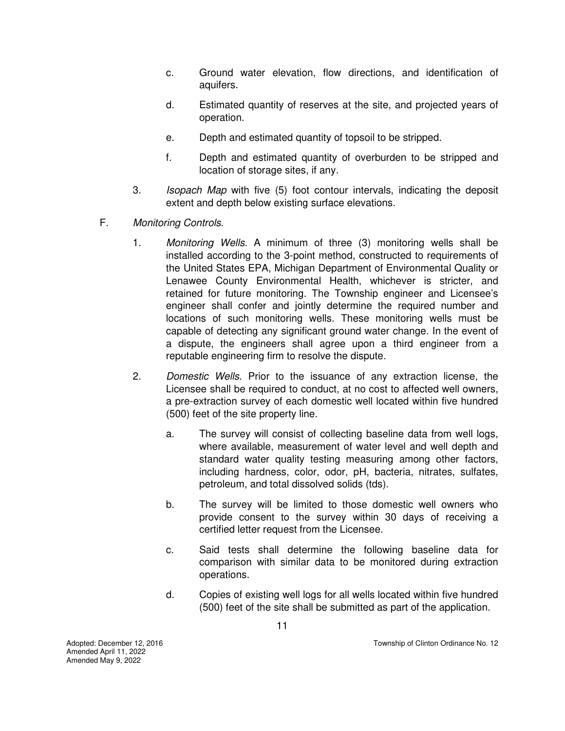c. Ground water elevation, flow directions, and identification of aquifers.

d. Estimated quantity of reserves at the site, and projected years of operation.

e. Depth and estimated quantity of topsoil to be stripped.

f. Depth and estimated quantity of overburden to be stripped and location of storage sites, if any.

3. *Isopach Map* with five (5) foot contour intervals, indicating the deposit extent and depth below existing surface elevations.

F. *Monitoring Controls.*

1. *Monitoring Wells*. A minimum of three (3) monitoring wells shall be installed according to the 3-point method, constructed to requirements of the United States EPA, Michigan Department of Environmental Quality or Lenawee County Environmental Health, whichever is stricter, and retained for future monitoring. The Township engineer and Licensee's engineer shall confer and jointly determine the required number and locations of such monitoring wells. These monitoring wells must be capable of detecting any significant ground water change. In the event of a dispute, the engineers shall agree upon a third engineer from a reputable engineering firm to resolve the dispute.

2. *Domestic Wells*. Prior to the issuance of any extraction license, the Licensee shall be required to conduct, at no cost to affected well owners, a pre-extraction survey of each domestic well located within five hundred (500) feet of the site property line.

   a. The survey will consist of collecting baseline data from well logs, where available, measurement of water level and well depth and standard water quality testing measuring among other factors, including hardness, color, odor, pH, bacteria, nitrates, sulfates, petroleum, and total dissolved solids (tds).

   b. The survey will be limited to those domestic well owners who provide consent to the survey within 30 days of receiving a certified letter request from the Licensee.

   c. Said tests shall determine the following baseline data for comparison with similar data to be monitored during extraction operations.

   d. Copies of existing well logs for all wells located within five hundred (500) feet of the site shall be submitted as part of the application.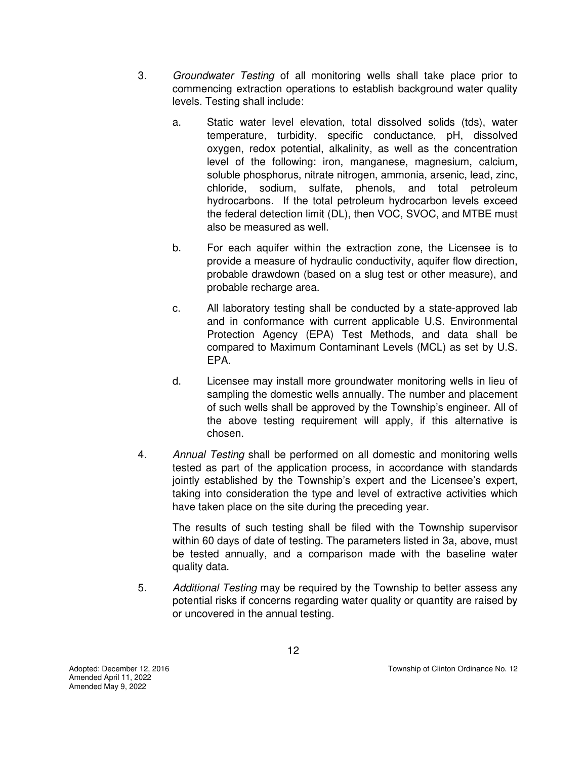3. *Groundwater Testing* of all monitoring wells shall take place prior to commencing extraction operations to establish background water quality levels. Testing shall include:

   a. Static water level elevation, total dissolved solids (tds), water temperature, turbidity, specific conductance, pH, dissolved oxygen, redox potential, alkalinity, as well as the concentration level of the following: iron, manganese, magnesium, calcium, soluble phosphorus, nitrate nitrogen, ammonia, arsenic, lead, zinc, chloride, sodium, sulfate, phenols, and total petroleum hydrocarbons. If the total petroleum hydrocarbon levels exceed the federal detection limit (DL), then VOC, SVOC, and MTBE must also be measured as well.

   b. For each aquifer within the extraction zone, the Licensee is to provide a measure of hydraulic conductivity, aquifer flow direction, probable drawdown (based on a slug test or other measure), and probable recharge area.

   c. All laboratory testing shall be conducted by a state-approved lab and in conformance with current applicable U.S. Environmental Protection Agency (EPA) Test Methods, and data shall be compared to Maximum Contaminant Levels (MCL) as set by U.S. EPA.

   d. Licensee may install more groundwater monitoring wells in lieu of sampling the domestic wells annually. The number and placement of such wells shall be approved by the Township's engineer. All of the above testing requirement will apply, if this alternative is chosen.

4. *Annual Testing* shall be performed on all domestic and monitoring wells tested as part of the application process, in accordance with standards jointly established by the Township's expert and the Licensee's expert, taking into consideration the type and level of extractive activities which have taken place on the site during the preceding year.

   The results of such testing shall be filed with the Township supervisor within 60 days of date of testing. The parameters listed in 3a, above, must be tested annually, and a comparison made with the baseline water quality data.

5. *Additional Testing* may be required by the Township to better assess any potential risks if concerns regarding water quality or quantity are raised by or uncovered in the annual testing.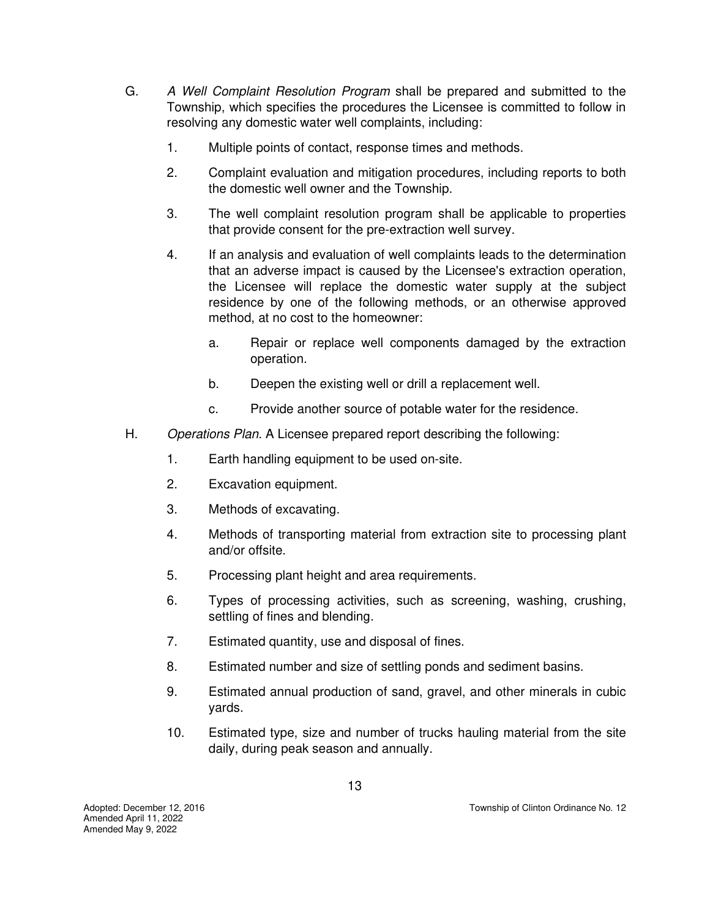G. *A Well Complaint Resolution Program* shall be prepared and submitted to the Township, which specifies the procedures the Licensee is committed to follow in resolving any domestic water well complaints, including:

1. Multiple points of contact, response times and methods.

2. Complaint evaluation and mitigation procedures, including reports to both the domestic well owner and the Township.

3. The well complaint resolution program shall be applicable to properties that provide consent for the pre-extraction well survey.

4. If an analysis and evaluation of well complaints leads to the determination that an adverse impact is caused by the Licensee's extraction operation, the Licensee will replace the domestic water supply at the subject residence by one of the following methods, or an otherwise approved method, at no cost to the homeowner:

   a. Repair or replace well components damaged by the extraction operation.

   b. Deepen the existing well or drill a replacement well.

   c. Provide another source of potable water for the residence.

H. *Operations Plan*. A Licensee prepared report describing the following:

1. Earth handling equipment to be used on-site.

2. Excavation equipment.

3. Methods of excavating.

4. Methods of transporting material from extraction site to processing plant and/or offsite.

5. Processing plant height and area requirements.

6. Types of processing activities, such as screening, washing, crushing, settling of fines and blending.

7. Estimated quantity, use and disposal of fines.

8. Estimated number and size of settling ponds and sediment basins.

9. Estimated annual production of sand, gravel, and other minerals in cubic yards.

10. Estimated type, size and number of trucks hauling material from the site daily, during peak season and annually.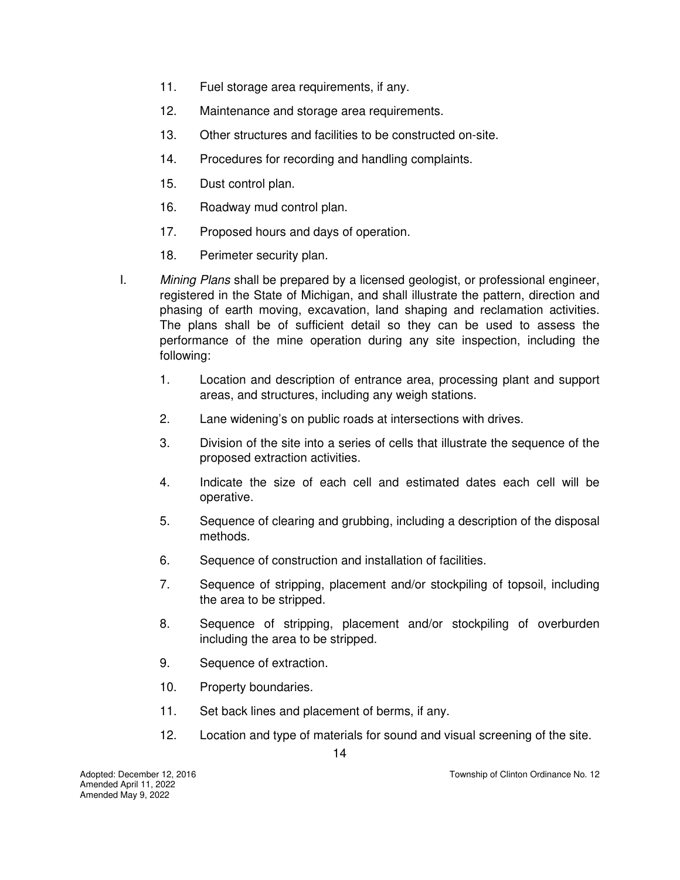11. Fuel storage area requirements, if any.

12. Maintenance and storage area requirements.

13. Other structures and facilities to be constructed on-site.

14. Procedures for recording and handling complaints.

15. Dust control plan.

16. Roadway mud control plan.

17. Proposed hours and days of operation.

18. Perimeter security plan.

I. *Mining Plans* shall be prepared by a licensed geologist, or professional engineer, registered in the State of Michigan, and shall illustrate the pattern, direction and phasing of earth moving, excavation, land shaping and reclamation activities. The plans shall be of sufficient detail so they can be used to assess the performance of the mine operation during any site inspection, including the following:

   1. Location and description of entrance area, processing plant and support areas, and structures, including any weigh stations.

   2. Lane widening's on public roads at intersections with drives.

   3. Division of the site into a series of cells that illustrate the sequence of the proposed extraction activities.

   4. Indicate the size of each cell and estimated dates each cell will be operative.

   5. Sequence of clearing and grubbing, including a description of the disposal methods.

   6. Sequence of construction and installation of facilities.

   7. Sequence of stripping, placement and/or stockpiling of topsoil, including the area to be stripped.

   8. Sequence of stripping, placement and/or stockpiling of overburden including the area to be stripped.

   9. Sequence of extraction.

   10. Property boundaries.

   11. Set back lines and placement of berms, if any.

   12. Location and type of materials for sound and visual screening of the site.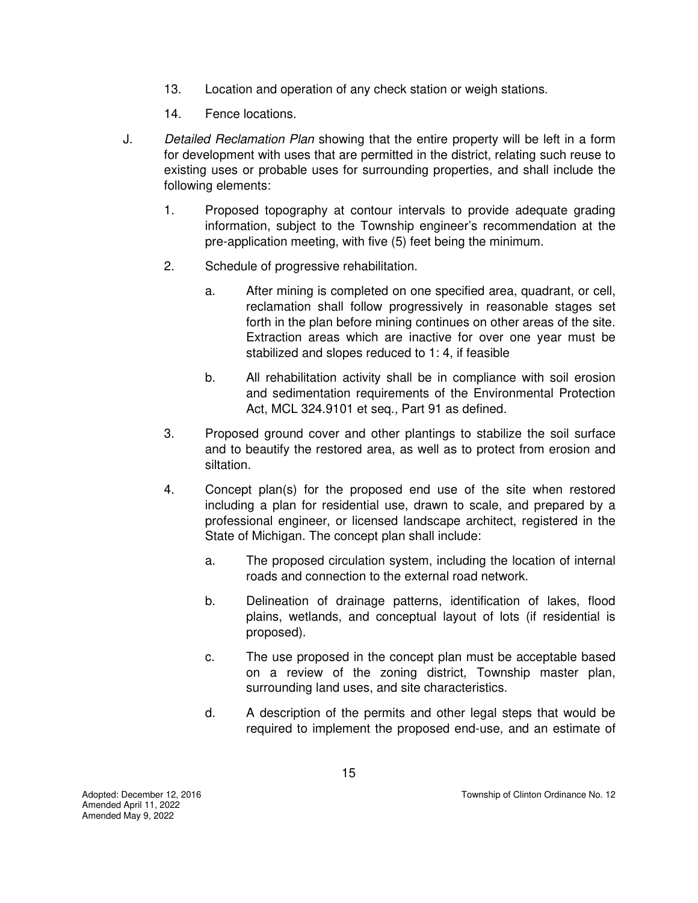13. Location and operation of any check station or weigh stations.

14. Fence locations.

J. *Detailed Reclamation Plan* showing that the entire property will be left in a form for development with uses that are permitted in the district, relating such reuse to existing uses or probable uses for surrounding properties, and shall include the following elements:

   1. Proposed topography at contour intervals to provide adequate grading information, subject to the Township engineer's recommendation at the pre-application meeting, with five (5) feet being the minimum.

   2. Schedule of progressive rehabilitation.

      a. After mining is completed on one specified area, quadrant, or cell, reclamation shall follow progressively in reasonable stages set forth in the plan before mining continues on other areas of the site. Extraction areas which are inactive for over one year must be stabilized and slopes reduced to 1: 4, if feasible

      b. All rehabilitation activity shall be in compliance with soil erosion and sedimentation requirements of the Environmental Protection Act, MCL 324.9101 et seq., Part 91 as defined.

   3. Proposed ground cover and other plantings to stabilize the soil surface and to beautify the restored area, as well as to protect from erosion and siltation.

   4. Concept plan(s) for the proposed end use of the site when restored including a plan for residential use, drawn to scale, and prepared by a professional engineer, or licensed landscape architect, registered in the State of Michigan. The concept plan shall include:

      a. The proposed circulation system, including the location of internal roads and connection to the external road network.

      b. Delineation of drainage patterns, identification of lakes, flood plains, wetlands, and conceptual layout of lots (if residential is proposed).

      c. The use proposed in the concept plan must be acceptable based on a review of the zoning district, Township master plan, surrounding land uses, and site characteristics.

      d. A description of the permits and other legal steps that would be required to implement the proposed end-use, and an estimate of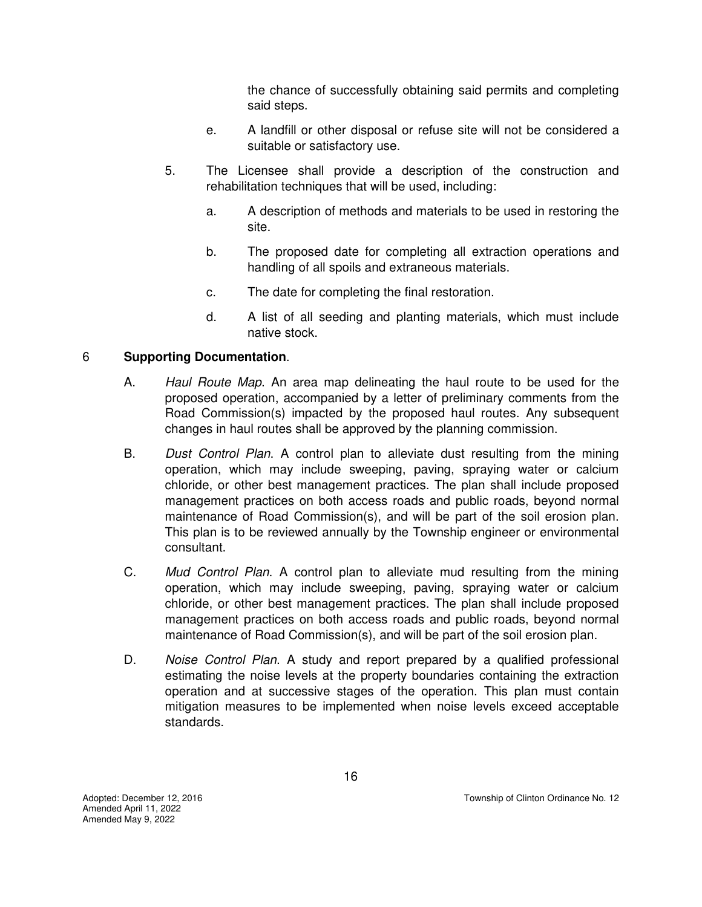the chance of successfully obtaining said permits and completing said steps.

e. A landfill or other disposal or refuse site will not be considered a suitable or satisfactory use.

5. The Licensee shall provide a description of the construction and rehabilitation techniques that will be used, including:

   a. A description of methods and materials to be used in restoring the site.

   b. The proposed date for completing all extraction operations and handling of all spoils and extraneous materials.

   c. The date for completing the final restoration.

   d. A list of all seeding and planting materials, which must include native stock.

6 **Supporting Documentation**.

A. *Haul Route Map*. An area map delineating the haul route to be used for the proposed operation, accompanied by a letter of preliminary comments from the Road Commission(s) impacted by the proposed haul routes. Any subsequent changes in haul routes shall be approved by the planning commission.

B. *Dust Control Plan*. A control plan to alleviate dust resulting from the mining operation, which may include sweeping, paving, spraying water or calcium chloride, or other best management practices. The plan shall include proposed management practices on both access roads and public roads, beyond normal maintenance of Road Commission(s), and will be part of the soil erosion plan. This plan is to be reviewed annually by the Township engineer or environmental consultant.

C. *Mud Control Plan*. A control plan to alleviate mud resulting from the mining operation, which may include sweeping, paving, spraying water or calcium chloride, or other best management practices. The plan shall include proposed management practices on both access roads and public roads, beyond normal maintenance of Road Commission(s), and will be part of the soil erosion plan.

D. *Noise Control Plan*. A study and report prepared by a qualified professional estimating the noise levels at the property boundaries containing the extraction operation and at successive stages of the operation. This plan must contain mitigation measures to be implemented when noise levels exceed acceptable standards.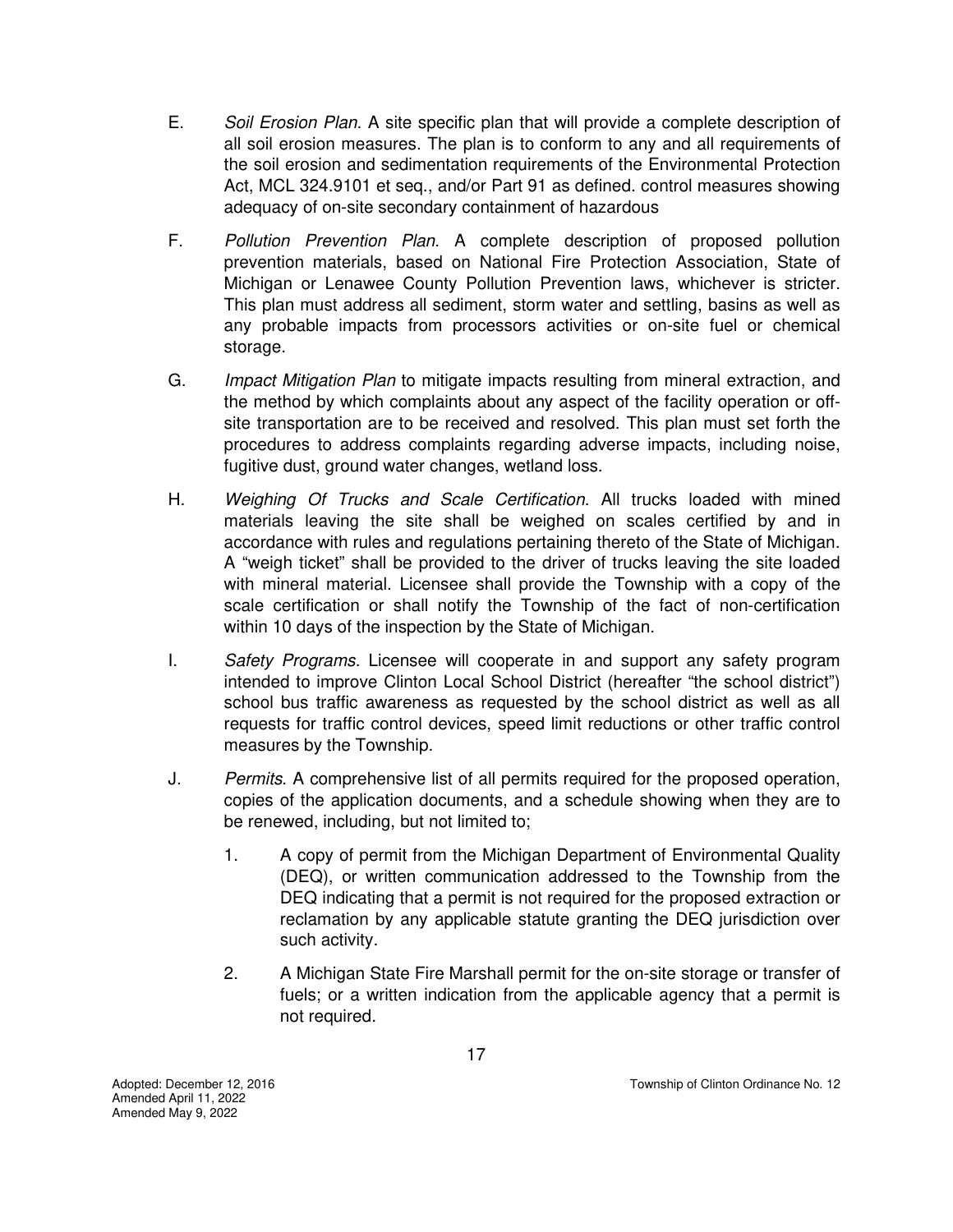E. *Soil Erosion Plan*. A site specific plan that will provide a complete description of all soil erosion measures. The plan is to conform to any and all requirements of the soil erosion and sedimentation requirements of the Environmental Protection Act, MCL 324.9101 et seq., and/or Part 91 as defined. control measures showing adequacy of on-site secondary containment of hazardous

F. *Pollution Prevention Plan*. A complete description of proposed pollution prevention materials, based on National Fire Protection Association, State of Michigan or Lenawee County Pollution Prevention laws, whichever is stricter. This plan must address all sediment, storm water and settling, basins as well as any probable impacts from processors activities or on-site fuel or chemical storage.

G. *Impact Mitigation Plan* to mitigate impacts resulting from mineral extraction, and the method by which complaints about any aspect of the facility operation or off-site transportation are to be received and resolved. This plan must set forth the procedures to address complaints regarding adverse impacts, including noise, fugitive dust, ground water changes, wetland loss.

H. *Weighing Of Trucks and Scale Certification*. All trucks loaded with mined materials leaving the site shall be weighed on scales certified by and in accordance with rules and regulations pertaining thereto of the State of Michigan. A "weigh ticket" shall be provided to the driver of trucks leaving the site loaded with mineral material. Licensee shall provide the Township with a copy of the scale certification or shall notify the Township of the fact of non-certification within 10 days of the inspection by the State of Michigan.

I. *Safety Programs.* Licensee will cooperate in and support any safety program intended to improve Clinton Local School District (hereafter "the school district") school bus traffic awareness as requested by the school district as well as all requests for traffic control devices, speed limit reductions or other traffic control measures by the Township.

J. *Permits*. A comprehensive list of all permits required for the proposed operation, copies of the application documents, and a schedule showing when they are to be renewed, including, but not limited to;

   1. A copy of permit from the Michigan Department of Environmental Quality (DEQ), or written communication addressed to the Township from the DEQ indicating that a permit is not required for the proposed extraction or reclamation by any applicable statute granting the DEQ jurisdiction over such activity.

   2. A Michigan State Fire Marshall permit for the on-site storage or transfer of fuels; or a written indication from the applicable agency that a permit is not required.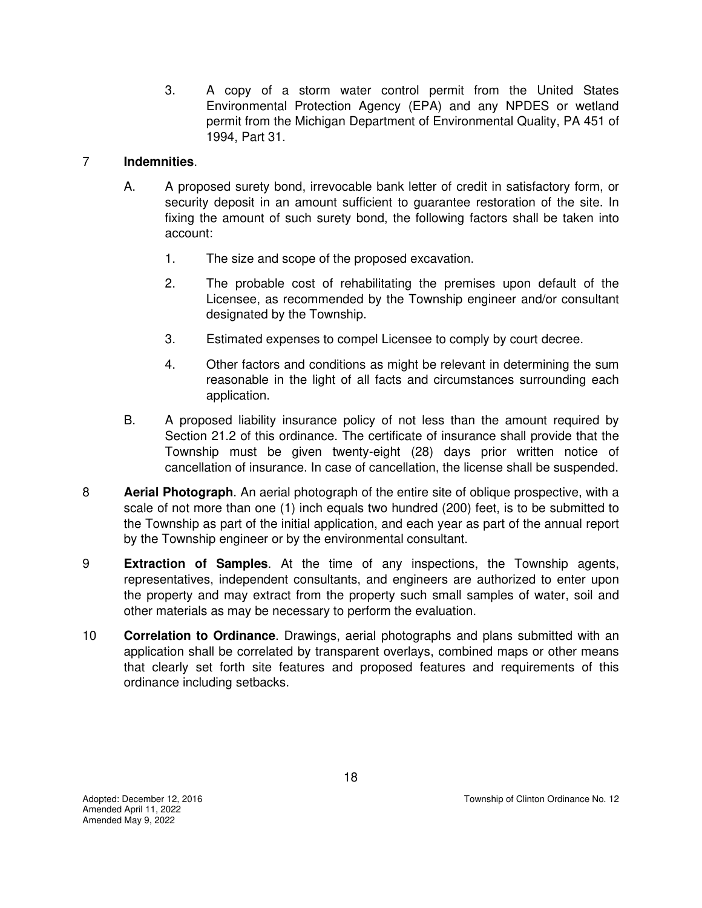3. A copy of a storm water control permit from the United States Environmental Protection Agency (EPA) and any NPDES or wetland permit from the Michigan Department of Environmental Quality, PA 451 of 1994, Part 31.

7 **Indemnities**.

A. A proposed surety bond, irrevocable bank letter of credit in satisfactory form, or security deposit in an amount sufficient to guarantee restoration of the site. In fixing the amount of such surety bond, the following factors shall be taken into account:

1. The size and scope of the proposed excavation.

2. The probable cost of rehabilitating the premises upon default of the Licensee, as recommended by the Township engineer and/or consultant designated by the Township.

3. Estimated expenses to compel Licensee to comply by court decree.

4. Other factors and conditions as might be relevant in determining the sum reasonable in the light of all facts and circumstances surrounding each application.

B. A proposed liability insurance policy of not less than the amount required by Section 21.2 of this ordinance. The certificate of insurance shall provide that the Township must be given twenty-eight (28) days prior written notice of cancellation of insurance. In case of cancellation, the license shall be suspended.

8 **Aerial Photograph**. An aerial photograph of the entire site of oblique prospective, with a scale of not more than one (1) inch equals two hundred (200) feet, is to be submitted to the Township as part of the initial application, and each year as part of the annual report by the Township engineer or by the environmental consultant.

9 **Extraction of Samples**. At the time of any inspections, the Township agents, representatives, independent consultants, and engineers are authorized to enter upon the property and may extract from the property such small samples of water, soil and other materials as may be necessary to perform the evaluation.

10 **Correlation to Ordinance**. Drawings, aerial photographs and plans submitted with an application shall be correlated by transparent overlays, combined maps or other means that clearly set forth site features and proposed features and requirements of this ordinance including setbacks.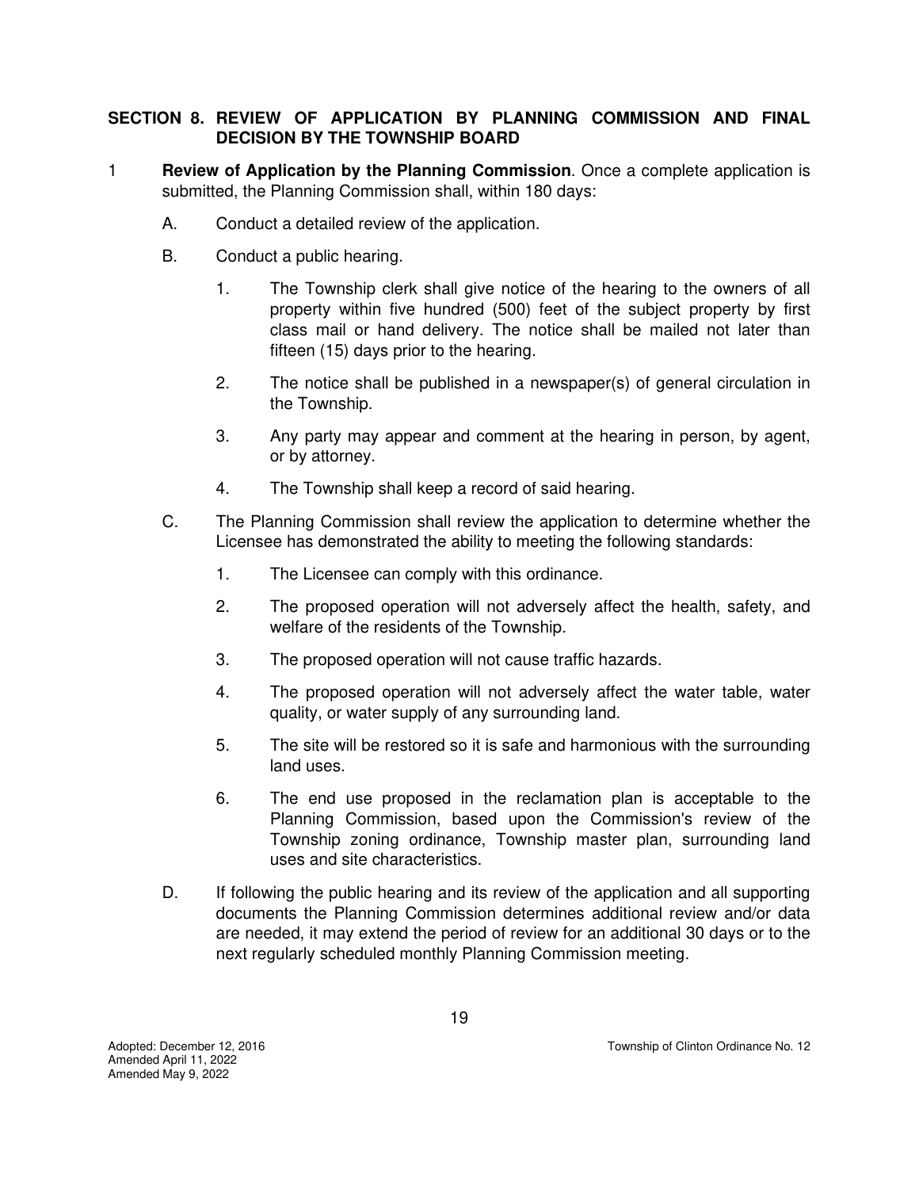## SECTION 8. REVIEW OF APPLICATION BY PLANNING COMMISSION AND FINAL DECISION BY THE TOWNSHIP BOARD

1 **Review of Application by the Planning Commission**. Once a complete application is submitted, the Planning Commission shall, within 180 days:

A. Conduct a detailed review of the application.

B. Conduct a public hearing.

1. The Township clerk shall give notice of the hearing to the owners of all property within five hundred (500) feet of the subject property by first class mail or hand delivery. The notice shall be mailed not later than fifteen (15) days prior to the hearing.

2. The notice shall be published in a newspaper(s) of general circulation in the Township.

3. Any party may appear and comment at the hearing in person, by agent, or by attorney.

4. The Township shall keep a record of said hearing.

C. The Planning Commission shall review the application to determine whether the Licensee has demonstrated the ability to meeting the following standards:

1. The Licensee can comply with this ordinance.

2. The proposed operation will not adversely affect the health, safety, and welfare of the residents of the Township.

3. The proposed operation will not cause traffic hazards.

4. The proposed operation will not adversely affect the water table, water quality, or water supply of any surrounding land.

5. The site will be restored so it is safe and harmonious with the surrounding land uses.

6. The end use proposed in the reclamation plan is acceptable to the Planning Commission, based upon the Commission's review of the Township zoning ordinance, Township master plan, surrounding land uses and site characteristics.

D. If following the public hearing and its review of the application and all supporting documents the Planning Commission determines additional review and/or data are needed, it may extend the period of review for an additional 30 days or to the next regularly scheduled monthly Planning Commission meeting.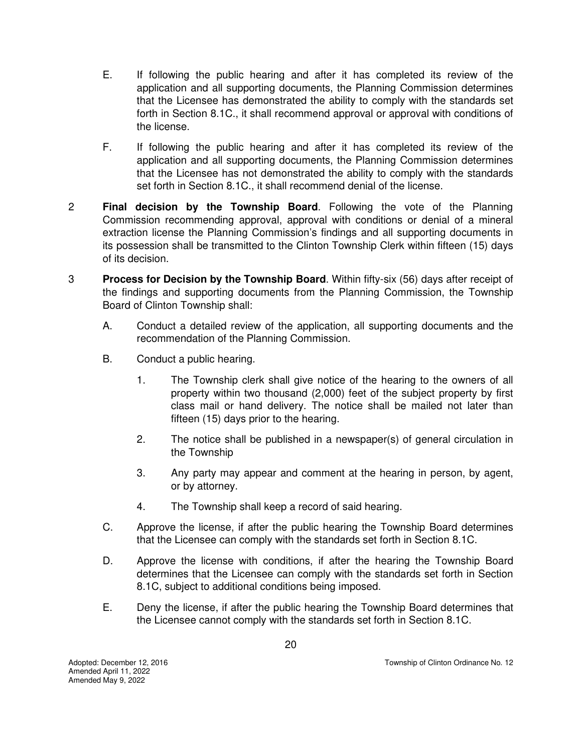E. If following the public hearing and after it has completed its review of the application and all supporting documents, the Planning Commission determines that the Licensee has demonstrated the ability to comply with the standards set forth in Section 8.1C., it shall recommend approval or approval with conditions of the license.

F. If following the public hearing and after it has completed its review of the application and all supporting documents, the Planning Commission determines that the Licensee has not demonstrated the ability to comply with the standards set forth in Section 8.1C., it shall recommend denial of the license.

2 **Final decision by the Township Board**. Following the vote of the Planning Commission recommending approval, approval with conditions or denial of a mineral extraction license the Planning Commission's findings and all supporting documents in its possession shall be transmitted to the Clinton Township Clerk within fifteen (15) days of its decision.

3 **Process for Decision by the Township Board**. Within fifty-six (56) days after receipt of the findings and supporting documents from the Planning Commission, the Township Board of Clinton Township shall:

A. Conduct a detailed review of the application, all supporting documents and the recommendation of the Planning Commission.

B. Conduct a public hearing.

1. The Township clerk shall give notice of the hearing to the owners of all property within two thousand (2,000) feet of the subject property by first class mail or hand delivery. The notice shall be mailed not later than fifteen (15) days prior to the hearing.

2. The notice shall be published in a newspaper(s) of general circulation in the Township

3. Any party may appear and comment at the hearing in person, by agent, or by attorney.

4. The Township shall keep a record of said hearing.

C. Approve the license, if after the public hearing the Township Board determines that the Licensee can comply with the standards set forth in Section 8.1C.

D. Approve the license with conditions, if after the hearing the Township Board determines that the Licensee can comply with the standards set forth in Section 8.1C, subject to additional conditions being imposed.

E. Deny the license, if after the public hearing the Township Board determines that the Licensee cannot comply with the standards set forth in Section 8.1C.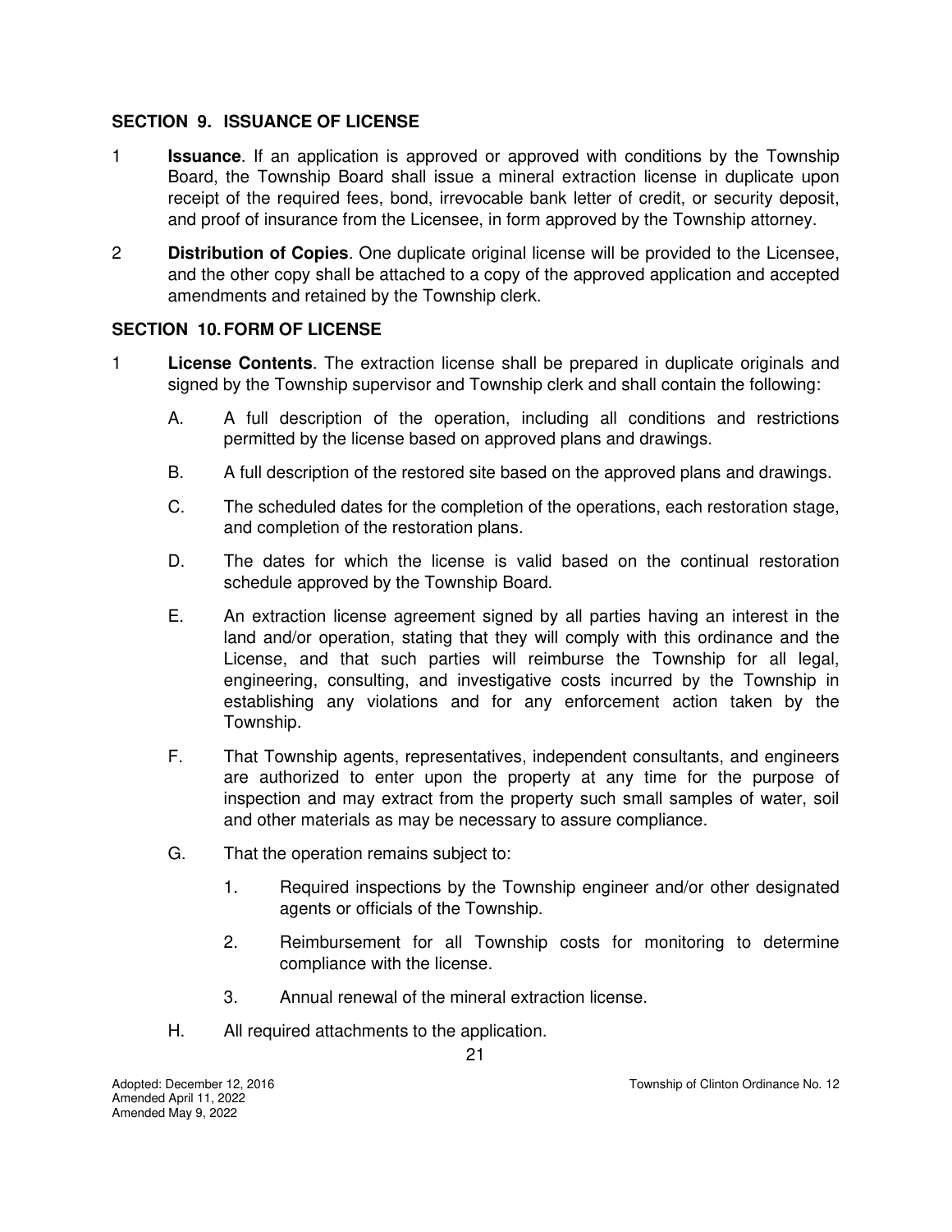## SECTION 9. ISSUANCE OF LICENSE

1 **Issuance**. If an application is approved or approved with conditions by the Township Board, the Township Board shall issue a mineral extraction license in duplicate upon receipt of the required fees, bond, irrevocable bank letter of credit, or security deposit, and proof of insurance from the Licensee, in form approved by the Township attorney.

2 **Distribution of Copies**. One duplicate original license will be provided to the Licensee, and the other copy shall be attached to a copy of the approved application and accepted amendments and retained by the Township clerk.

## SECTION 10. FORM OF LICENSE

1 **License Contents**. The extraction license shall be prepared in duplicate originals and signed by the Township supervisor and Township clerk and shall contain the following:

A. A full description of the operation, including all conditions and restrictions permitted by the license based on approved plans and drawings.

B. A full description of the restored site based on the approved plans and drawings.

C. The scheduled dates for the completion of the operations, each restoration stage, and completion of the restoration plans.

D. The dates for which the license is valid based on the continual restoration schedule approved by the Township Board.

E. An extraction license agreement signed by all parties having an interest in the land and/or operation, stating that they will comply with this ordinance and the License, and that such parties will reimburse the Township for all legal, engineering, consulting, and investigative costs incurred by the Township in establishing any violations and for any enforcement action taken by the Township.

F. That Township agents, representatives, independent consultants, and engineers are authorized to enter upon the property at any time for the purpose of inspection and may extract from the property such small samples of water, soil and other materials as may be necessary to assure compliance.

G. That the operation remains subject to:

1. Required inspections by the Township engineer and/or other designated agents or officials of the Township.

2. Reimbursement for all Township costs for monitoring to determine compliance with the license.

3. Annual renewal of the mineral extraction license.

H. All required attachments to the application.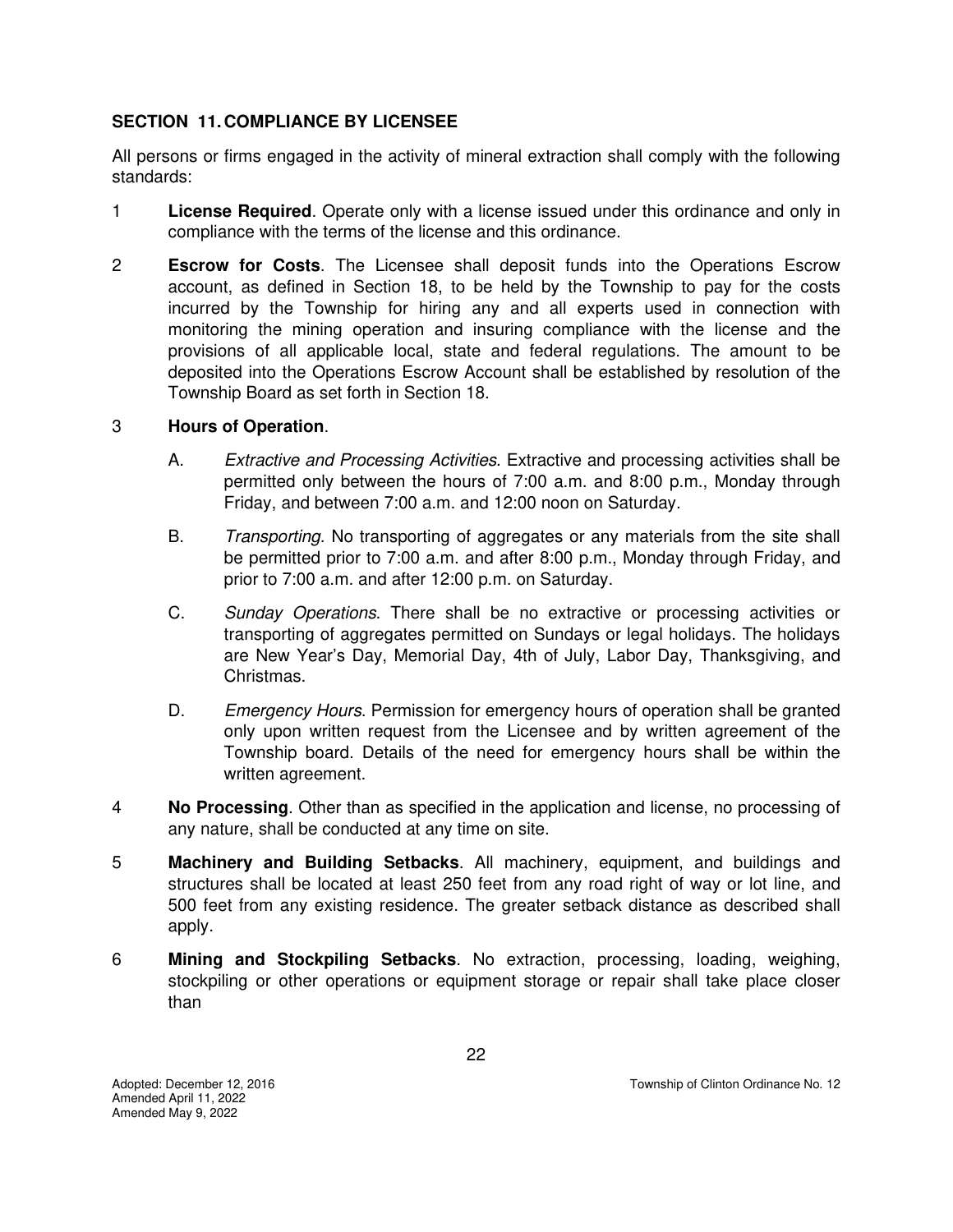## SECTION 11. COMPLIANCE BY LICENSEE

All persons or firms engaged in the activity of mineral extraction shall comply with the following standards:

1 **License Required**. Operate only with a license issued under this ordinance and only in compliance with the terms of the license and this ordinance.

2 **Escrow for Costs**. The Licensee shall deposit funds into the Operations Escrow account, as defined in Section 18, to be held by the Township to pay for the costs incurred by the Township for hiring any and all experts used in connection with monitoring the mining operation and insuring compliance with the license and the provisions of all applicable local, state and federal regulations. The amount to be deposited into the Operations Escrow Account shall be established by resolution of the Township Board as set forth in Section 18.

3 **Hours of Operation**.

   A. *Extractive and Processing Activities*. Extractive and processing activities shall be permitted only between the hours of 7:00 a.m. and 8:00 p.m., Monday through Friday, and between 7:00 a.m. and 12:00 noon on Saturday.

   B. *Transporting*. No transporting of aggregates or any materials from the site shall be permitted prior to 7:00 a.m. and after 8:00 p.m., Monday through Friday, and prior to 7:00 a.m. and after 12:00 p.m. on Saturday.

   C. *Sunday Operations*. There shall be no extractive or processing activities or transporting of aggregates permitted on Sundays or legal holidays. The holidays are New Year's Day, Memorial Day, 4th of July, Labor Day, Thanksgiving, and Christmas.

   D. *Emergency Hours*. Permission for emergency hours of operation shall be granted only upon written request from the Licensee and by written agreement of the Township board. Details of the need for emergency hours shall be within the written agreement.

4 **No Processing**. Other than as specified in the application and license, no processing of any nature, shall be conducted at any time on site.

5 **Machinery and Building Setbacks**. All machinery, equipment, and buildings and structures shall be located at least 250 feet from any road right of way or lot line, and 500 feet from any existing residence. The greater setback distance as described shall apply.

6 **Mining and Stockpiling Setbacks**. No extraction, processing, loading, weighing, stockpiling or other operations or equipment storage or repair shall take place closer than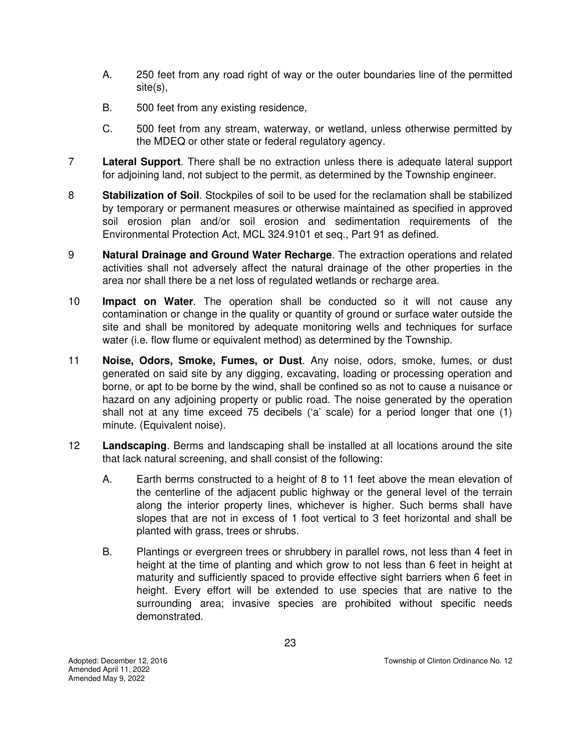A. 250 feet from any road right of way or the outer boundaries line of the permitted site(s),

B. 500 feet from any existing residence,

C. 500 feet from any stream, waterway, or wetland, unless otherwise permitted by the MDEQ or other state or federal regulatory agency.

7 **Lateral Support**. There shall be no extraction unless there is adequate lateral support for adjoining land, not subject to the permit, as determined by the Township engineer.

8 **Stabilization of Soil**. Stockpiles of soil to be used for the reclamation shall be stabilized by temporary or permanent measures or otherwise maintained as specified in approved soil erosion plan and/or soil erosion and sedimentation requirements of the Environmental Protection Act, MCL 324.9101 et seq., Part 91 as defined.

9 **Natural Drainage and Ground Water Recharge**. The extraction operations and related activities shall not adversely affect the natural drainage of the other properties in the area nor shall there be a net loss of regulated wetlands or recharge area.

10 **Impact on Water**. The operation shall be conducted so it will not cause any contamination or change in the quality or quantity of ground or surface water outside the site and shall be monitored by adequate monitoring wells and techniques for surface water (i.e. flow flume or equivalent method) as determined by the Township.

11 **Noise, Odors, Smoke, Fumes, or Dust**. Any noise, odors, smoke, fumes, or dust generated on said site by any digging, excavating, loading or processing operation and borne, or apt to be borne by the wind, shall be confined so as not to cause a nuisance or hazard on any adjoining property or public road. The noise generated by the operation shall not at any time exceed 75 decibels ('a' scale) for a period longer that one (1) minute. (Equivalent noise).

12 **Landscaping**. Berms and landscaping shall be installed at all locations around the site that lack natural screening, and shall consist of the following:

A. Earth berms constructed to a height of 8 to 11 feet above the mean elevation of the centerline of the adjacent public highway or the general level of the terrain along the interior property lines, whichever is higher. Such berms shall have slopes that are not in excess of 1 foot vertical to 3 feet horizontal and shall be planted with grass, trees or shrubs.

B. Plantings or evergreen trees or shrubbery in parallel rows, not less than 4 feet in height at the time of planting and which grow to not less than 6 feet in height at maturity and sufficiently spaced to provide effective sight barriers when 6 feet in height. Every effort will be extended to use species that are native to the surrounding area; invasive species are prohibited without specific needs demonstrated.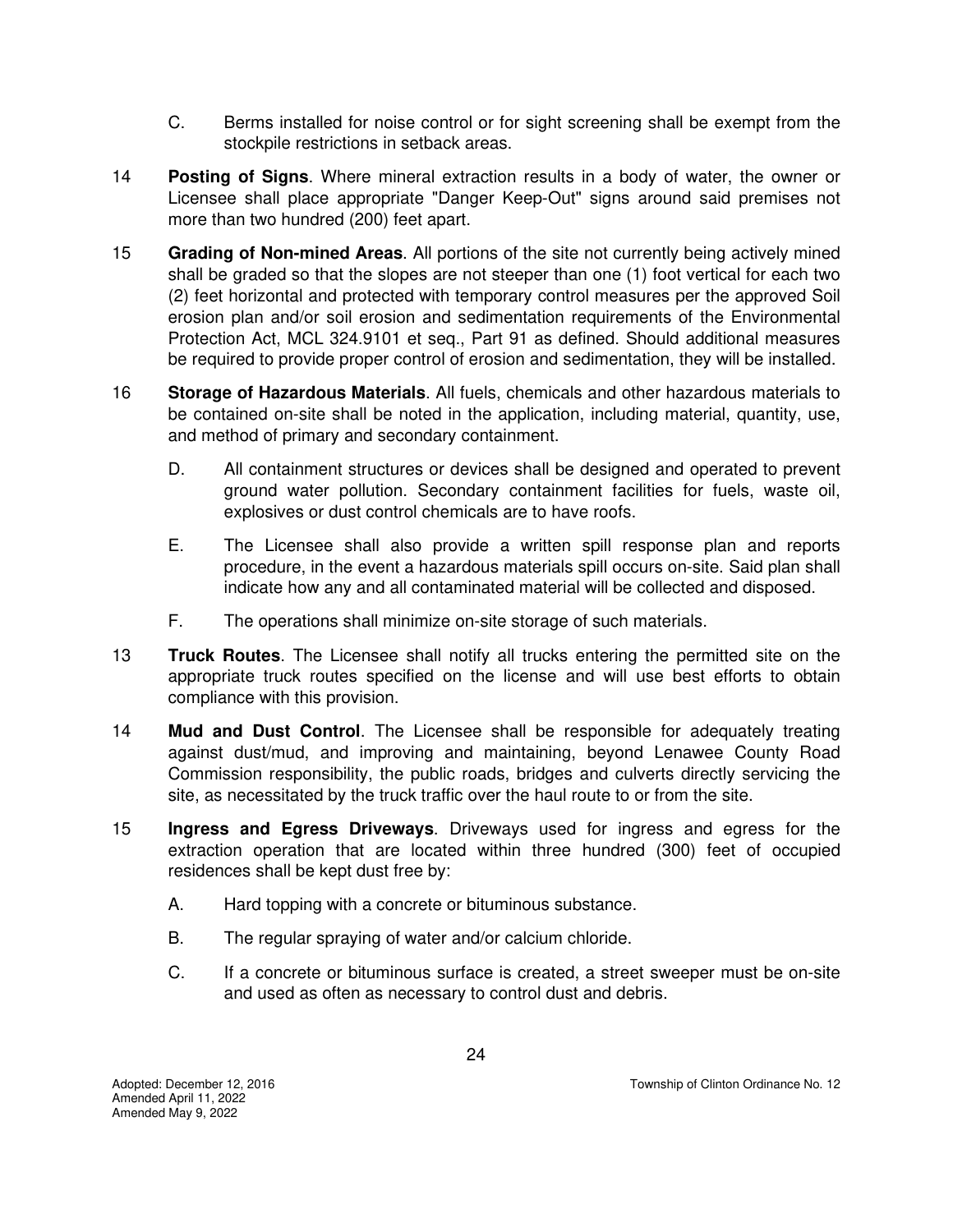C. Berms installed for noise control or for sight screening shall be exempt from the stockpile restrictions in setback areas.

14 **Posting of Signs**. Where mineral extraction results in a body of water, the owner or Licensee shall place appropriate "Danger Keep-Out" signs around said premises not more than two hundred (200) feet apart.

15 **Grading of Non-mined Areas**. All portions of the site not currently being actively mined shall be graded so that the slopes are not steeper than one (1) foot vertical for each two (2) feet horizontal and protected with temporary control measures per the approved Soil erosion plan and/or soil erosion and sedimentation requirements of the Environmental Protection Act, MCL 324.9101 et seq., Part 91 as defined. Should additional measures be required to provide proper control of erosion and sedimentation, they will be installed.

16 **Storage of Hazardous Materials**. All fuels, chemicals and other hazardous materials to be contained on-site shall be noted in the application, including material, quantity, use, and method of primary and secondary containment.

D. All containment structures or devices shall be designed and operated to prevent ground water pollution. Secondary containment facilities for fuels, waste oil, explosives or dust control chemicals are to have roofs.

E. The Licensee shall also provide a written spill response plan and reports procedure, in the event a hazardous materials spill occurs on-site. Said plan shall indicate how any and all contaminated material will be collected and disposed.

F. The operations shall minimize on-site storage of such materials.

13 **Truck Routes**. The Licensee shall notify all trucks entering the permitted site on the appropriate truck routes specified on the license and will use best efforts to obtain compliance with this provision.

14 **Mud and Dust Control**. The Licensee shall be responsible for adequately treating against dust/mud, and improving and maintaining, beyond Lenawee County Road Commission responsibility, the public roads, bridges and culverts directly servicing the site, as necessitated by the truck traffic over the haul route to or from the site.

15 **Ingress and Egress Driveways**. Driveways used for ingress and egress for the extraction operation that are located within three hundred (300) feet of occupied residences shall be kept dust free by:

A. Hard topping with a concrete or bituminous substance.

B. The regular spraying of water and/or calcium chloride.

C. If a concrete or bituminous surface is created, a street sweeper must be on-site and used as often as necessary to control dust and debris.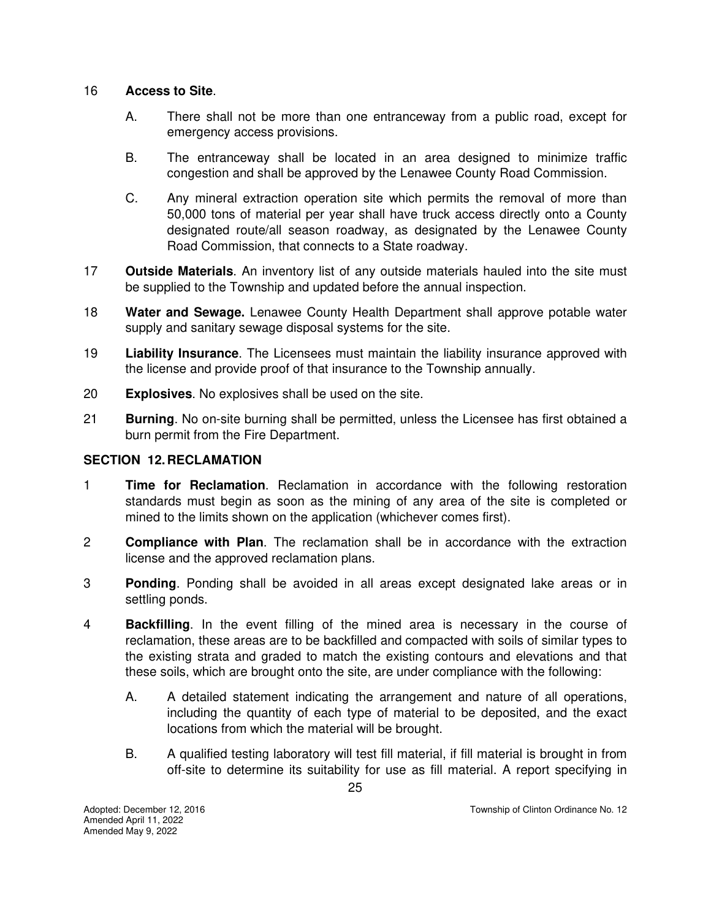16 **Access to Site**.

   A. There shall not be more than one entranceway from a public road, except for emergency access provisions.

   B. The entranceway shall be located in an area designed to minimize traffic congestion and shall be approved by the Lenawee County Road Commission.

   C. Any mineral extraction operation site which permits the removal of more than 50,000 tons of material per year shall have truck access directly onto a County designated route/all season roadway, as designated by the Lenawee County Road Commission, that connects to a State roadway.

17 **Outside Materials**. An inventory list of any outside materials hauled into the site must be supplied to the Township and updated before the annual inspection.

18 **Water and Sewage.** Lenawee County Health Department shall approve potable water supply and sanitary sewage disposal systems for the site.

19 **Liability Insurance**. The Licensees must maintain the liability insurance approved with the license and provide proof of that insurance to the Township annually.

20 **Explosives**. No explosives shall be used on the site.

21 **Burning**. No on-site burning shall be permitted, unless the Licensee has first obtained a burn permit from the Fire Department.

## SECTION 12. RECLAMATION

1 **Time for Reclamation**. Reclamation in accordance with the following restoration standards must begin as soon as the mining of any area of the site is completed or mined to the limits shown on the application (whichever comes first).

2 **Compliance with Plan**. The reclamation shall be in accordance with the extraction license and the approved reclamation plans.

3 **Ponding**. Ponding shall be avoided in all areas except designated lake areas or in settling ponds.

4 **Backfilling**. In the event filling of the mined area is necessary in the course of reclamation, these areas are to be backfilled and compacted with soils of similar types to the existing strata and graded to match the existing contours and elevations and that these soils, which are brought onto the site, are under compliance with the following:

   A. A detailed statement indicating the arrangement and nature of all operations, including the quantity of each type of material to be deposited, and the exact locations from which the material will be brought.

   B. A qualified testing laboratory will test fill material, if fill material is brought in from off-site to determine its suitability for use as fill material. A report specifying in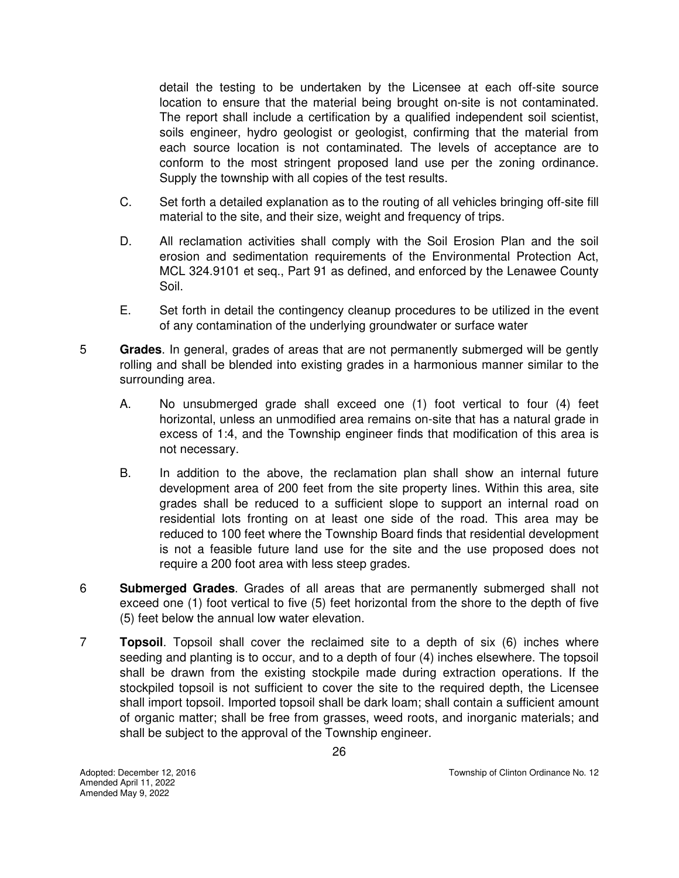detail the testing to be undertaken by the Licensee at each off-site source location to ensure that the material being brought on-site is not contaminated. The report shall include a certification by a qualified independent soil scientist, soils engineer, hydro geologist or geologist, confirming that the material from each source location is not contaminated. The levels of acceptance are to conform to the most stringent proposed land use per the zoning ordinance. Supply the township with all copies of the test results.

C. Set forth a detailed explanation as to the routing of all vehicles bringing off-site fill material to the site, and their size, weight and frequency of trips.

D. All reclamation activities shall comply with the Soil Erosion Plan and the soil erosion and sedimentation requirements of the Environmental Protection Act, MCL 324.9101 et seq., Part 91 as defined, and enforced by the Lenawee County Soil.

E. Set forth in detail the contingency cleanup procedures to be utilized in the event of any contamination of the underlying groundwater or surface water

5 **Grades**. In general, grades of areas that are not permanently submerged will be gently rolling and shall be blended into existing grades in a harmonious manner similar to the surrounding area.

A. No unsubmerged grade shall exceed one (1) foot vertical to four (4) feet horizontal, unless an unmodified area remains on-site that has a natural grade in excess of 1:4, and the Township engineer finds that modification of this area is not necessary.

B. In addition to the above, the reclamation plan shall show an internal future development area of 200 feet from the site property lines. Within this area, site grades shall be reduced to a sufficient slope to support an internal road on residential lots fronting on at least one side of the road. This area may be reduced to 100 feet where the Township Board finds that residential development is not a feasible future land use for the site and the use proposed does not require a 200 foot area with less steep grades.

6 **Submerged Grades**. Grades of all areas that are permanently submerged shall not exceed one (1) foot vertical to five (5) feet horizontal from the shore to the depth of five (5) feet below the annual low water elevation.

7 **Topsoil**. Topsoil shall cover the reclaimed site to a depth of six (6) inches where seeding and planting is to occur, and to a depth of four (4) inches elsewhere. The topsoil shall be drawn from the existing stockpile made during extraction operations. If the stockpiled topsoil is not sufficient to cover the site to the required depth, the Licensee shall import topsoil. Imported topsoil shall be dark loam; shall contain a sufficient amount of organic matter; shall be free from grasses, weed roots, and inorganic materials; and shall be subject to the approval of the Township engineer.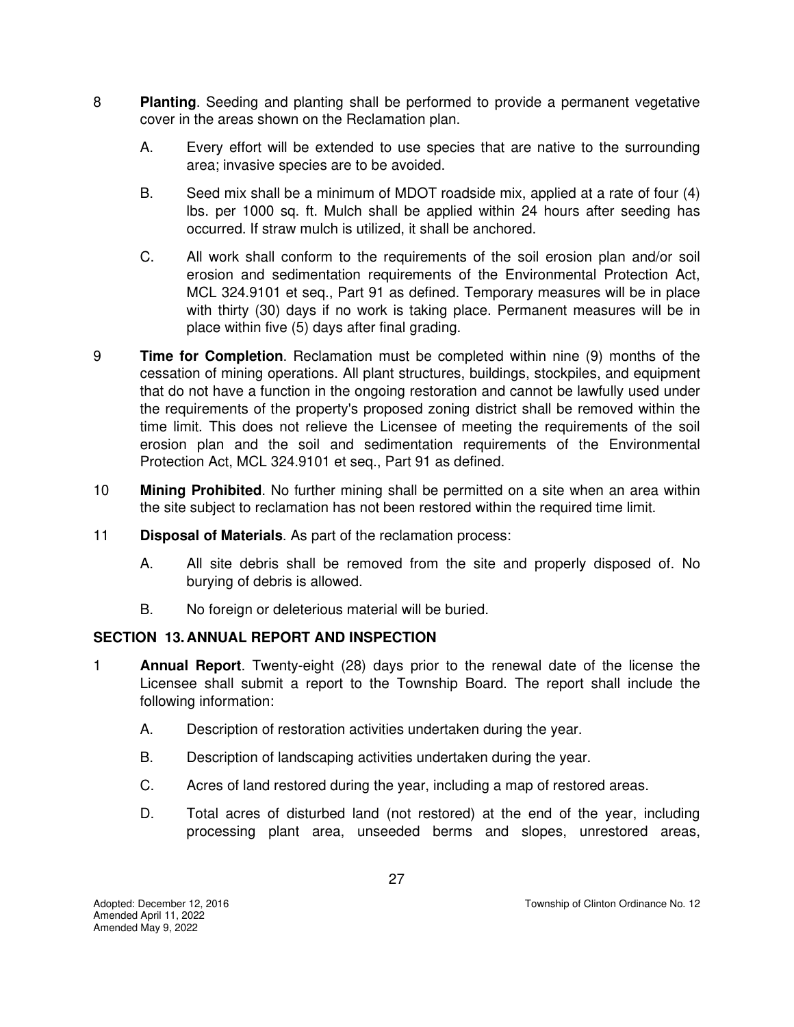8 **Planting**. Seeding and planting shall be performed to provide a permanent vegetative cover in the areas shown on the Reclamation plan.

   A. Every effort will be extended to use species that are native to the surrounding area; invasive species are to be avoided.

   B. Seed mix shall be a minimum of MDOT roadside mix, applied at a rate of four (4) lbs. per 1000 sq. ft. Mulch shall be applied within 24 hours after seeding has occurred. If straw mulch is utilized, it shall be anchored.

   C. All work shall conform to the requirements of the soil erosion plan and/or soil erosion and sedimentation requirements of the Environmental Protection Act, MCL 324.9101 et seq., Part 91 as defined. Temporary measures will be in place with thirty (30) days if no work is taking place. Permanent measures will be in place within five (5) days after final grading.

9 **Time for Completion**. Reclamation must be completed within nine (9) months of the cessation of mining operations. All plant structures, buildings, stockpiles, and equipment that do not have a function in the ongoing restoration and cannot be lawfully used under the requirements of the property's proposed zoning district shall be removed within the time limit. This does not relieve the Licensee of meeting the requirements of the soil erosion plan and the soil and sedimentation requirements of the Environmental Protection Act, MCL 324.9101 et seq., Part 91 as defined.

10 **Mining Prohibited**. No further mining shall be permitted on a site when an area within the site subject to reclamation has not been restored within the required time limit.

11 **Disposal of Materials**. As part of the reclamation process:

   A. All site debris shall be removed from the site and properly disposed of. No burying of debris is allowed.

   B. No foreign or deleterious material will be buried.

## SECTION 13. ANNUAL REPORT AND INSPECTION

1 **Annual Report**. Twenty-eight (28) days prior to the renewal date of the license the Licensee shall submit a report to the Township Board. The report shall include the following information:

   A. Description of restoration activities undertaken during the year.

   B. Description of landscaping activities undertaken during the year.

   C. Acres of land restored during the year, including a map of restored areas.

   D. Total acres of disturbed land (not restored) at the end of the year, including processing plant area, unseeded berms and slopes, unrestored areas,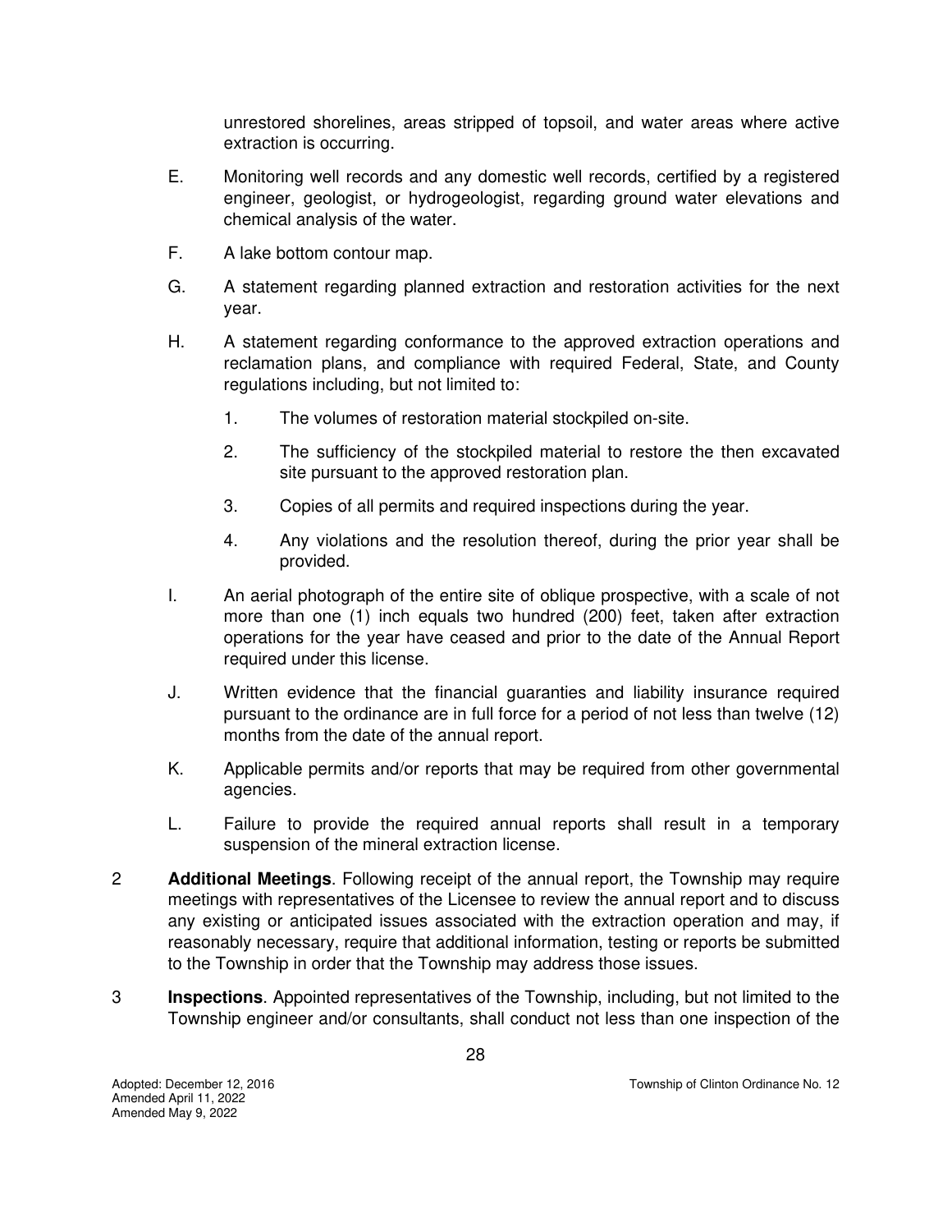unrestored shorelines, areas stripped of topsoil, and water areas where active extraction is occurring.

E. Monitoring well records and any domestic well records, certified by a registered engineer, geologist, or hydrogeologist, regarding ground water elevations and chemical analysis of the water.

F. A lake bottom contour map.

G. A statement regarding planned extraction and restoration activities for the next year.

H. A statement regarding conformance to the approved extraction operations and reclamation plans, and compliance with required Federal, State, and County regulations including, but not limited to:

   1. The volumes of restoration material stockpiled on-site.

   2. The sufficiency of the stockpiled material to restore the then excavated site pursuant to the approved restoration plan.

   3. Copies of all permits and required inspections during the year.

   4. Any violations and the resolution thereof, during the prior year shall be provided.

I. An aerial photograph of the entire site of oblique prospective, with a scale of not more than one (1) inch equals two hundred (200) feet, taken after extraction operations for the year have ceased and prior to the date of the Annual Report required under this license.

J. Written evidence that the financial guaranties and liability insurance required pursuant to the ordinance are in full force for a period of not less than twelve (12) months from the date of the annual report.

K. Applicable permits and/or reports that may be required from other governmental agencies.

L. Failure to provide the required annual reports shall result in a temporary suspension of the mineral extraction license.

2 **Additional Meetings**. Following receipt of the annual report, the Township may require meetings with representatives of the Licensee to review the annual report and to discuss any existing or anticipated issues associated with the extraction operation and may, if reasonably necessary, require that additional information, testing or reports be submitted to the Township in order that the Township may address those issues.

3 **Inspections**. Appointed representatives of the Township, including, but not limited to the Township engineer and/or consultants, shall conduct not less than one inspection of the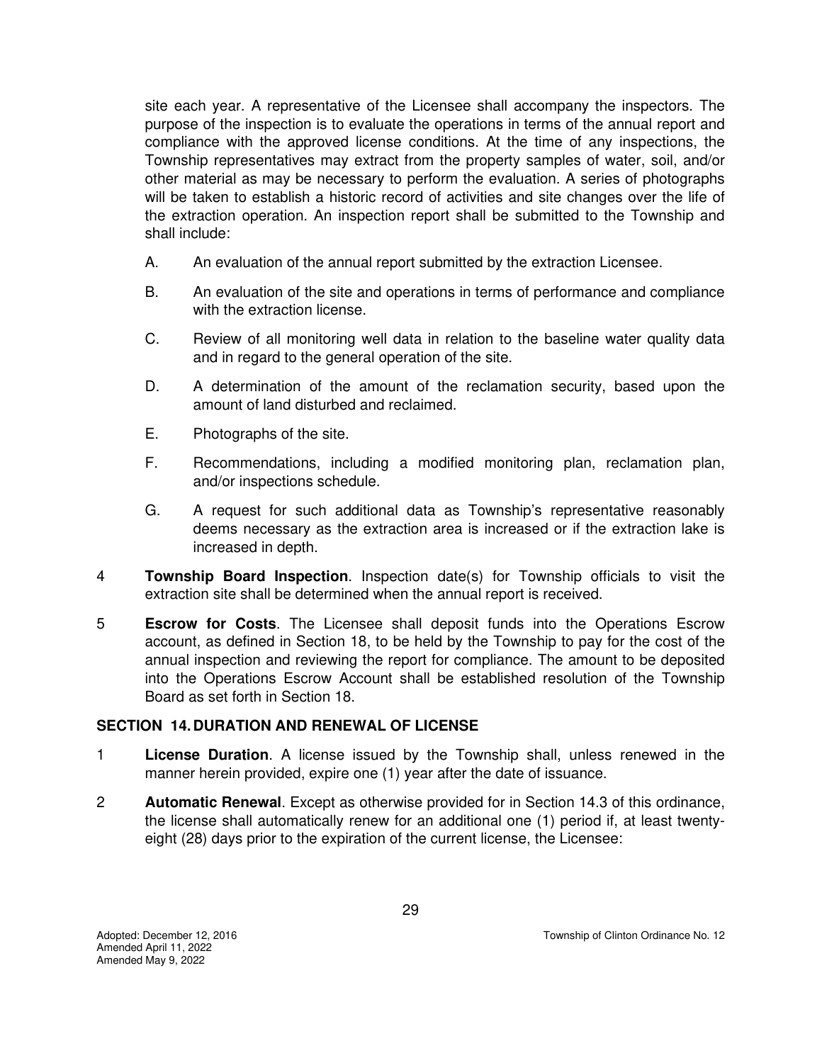site each year. A representative of the Licensee shall accompany the inspectors. The purpose of the inspection is to evaluate the operations in terms of the annual report and compliance with the approved license conditions. At the time of any inspections, the Township representatives may extract from the property samples of water, soil, and/or other material as may be necessary to perform the evaluation. A series of photographs will be taken to establish a historic record of activities and site changes over the life of the extraction operation. An inspection report shall be submitted to the Township and shall include:

A. An evaluation of the annual report submitted by the extraction Licensee.

B. An evaluation of the site and operations in terms of performance and compliance with the extraction license.

C. Review of all monitoring well data in relation to the baseline water quality data and in regard to the general operation of the site.

D. A determination of the amount of the reclamation security, based upon the amount of land disturbed and reclaimed.

E. Photographs of the site.

F. Recommendations, including a modified monitoring plan, reclamation plan, and/or inspections schedule.

G. A request for such additional data as Township's representative reasonably deems necessary as the extraction area is increased or if the extraction lake is increased in depth.

4 **Township Board Inspection**. Inspection date(s) for Township officials to visit the extraction site shall be determined when the annual report is received.

5 **Escrow for Costs**. The Licensee shall deposit funds into the Operations Escrow account, as defined in Section 18, to be held by the Township to pay for the cost of the annual inspection and reviewing the report for compliance. The amount to be deposited into the Operations Escrow Account shall be established resolution of the Township Board as set forth in Section 18.

## SECTION 14. DURATION AND RENEWAL OF LICENSE

1 **License Duration**. A license issued by the Township shall, unless renewed in the manner herein provided, expire one (1) year after the date of issuance.

2 **Automatic Renewal**. Except as otherwise provided for in Section 14.3 of this ordinance, the license shall automatically renew for an additional one (1) period if, at least twenty-eight (28) days prior to the expiration of the current license, the Licensee: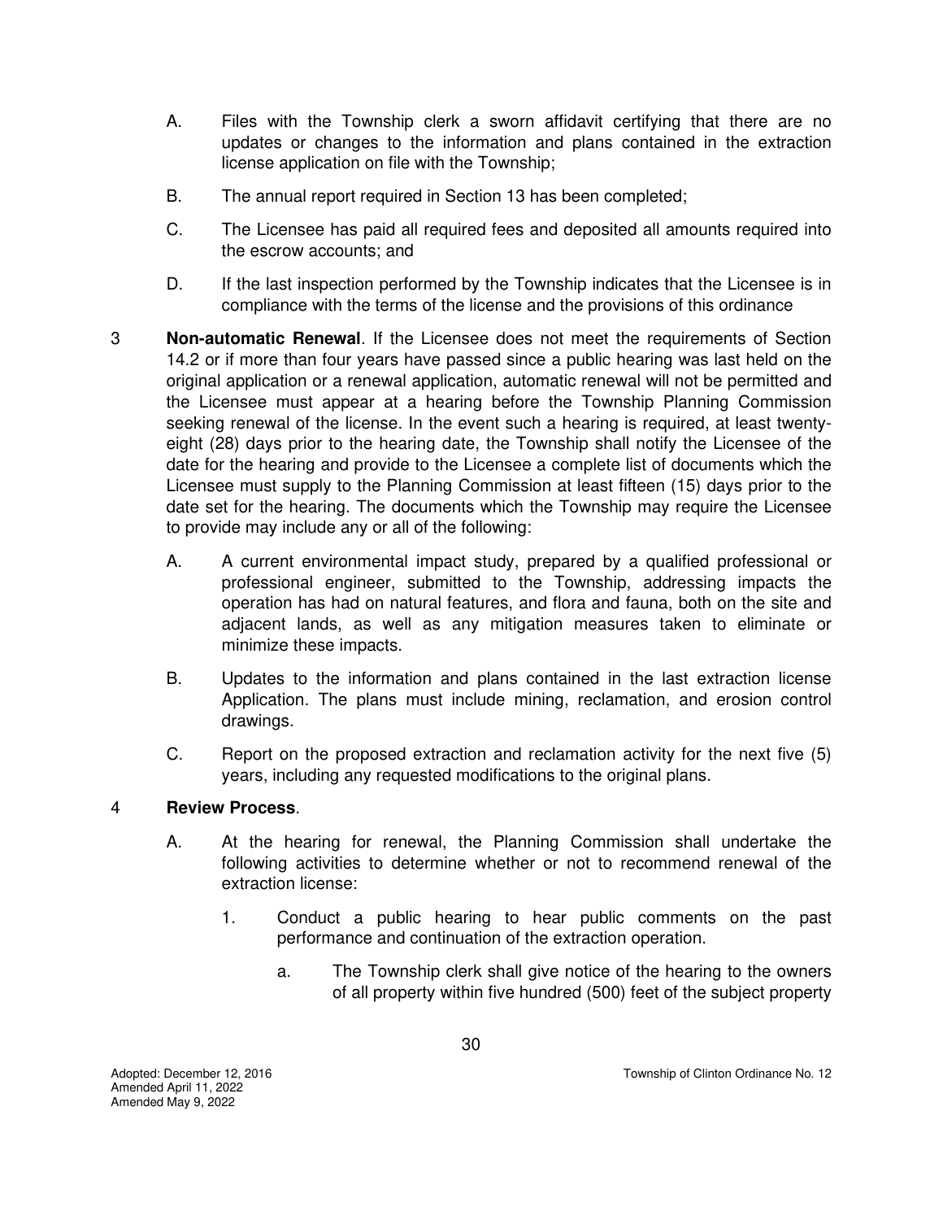A. Files with the Township clerk a sworn affidavit certifying that there are no updates or changes to the information and plans contained in the extraction license application on file with the Township;

B. The annual report required in Section 13 has been completed;

C. The Licensee has paid all required fees and deposited all amounts required into the escrow accounts; and

D. If the last inspection performed by the Township indicates that the Licensee is in compliance with the terms of the license and the provisions of this ordinance

3 **Non-automatic Renewal**. If the Licensee does not meet the requirements of Section 14.2 or if more than four years have passed since a public hearing was last held on the original application or a renewal application, automatic renewal will not be permitted and the Licensee must appear at a hearing before the Township Planning Commission seeking renewal of the license. In the event such a hearing is required, at least twenty-eight (28) days prior to the hearing date, the Township shall notify the Licensee of the date for the hearing and provide to the Licensee a complete list of documents which the Licensee must supply to the Planning Commission at least fifteen (15) days prior to the date set for the hearing. The documents which the Township may require the Licensee to provide may include any or all of the following:

A. A current environmental impact study, prepared by a qualified professional or professional engineer, submitted to the Township, addressing impacts the operation has had on natural features, and flora and fauna, both on the site and adjacent lands, as well as any mitigation measures taken to eliminate or minimize these impacts.

B. Updates to the information and plans contained in the last extraction license Application. The plans must include mining, reclamation, and erosion control drawings.

C. Report on the proposed extraction and reclamation activity for the next five (5) years, including any requested modifications to the original plans.

4 **Review Process**.

A. At the hearing for renewal, the Planning Commission shall undertake the following activities to determine whether or not to recommend renewal of the extraction license:

1. Conduct a public hearing to hear public comments on the past performance and continuation of the extraction operation.

   a. The Township clerk shall give notice of the hearing to the owners of all property within five hundred (500) feet of the subject property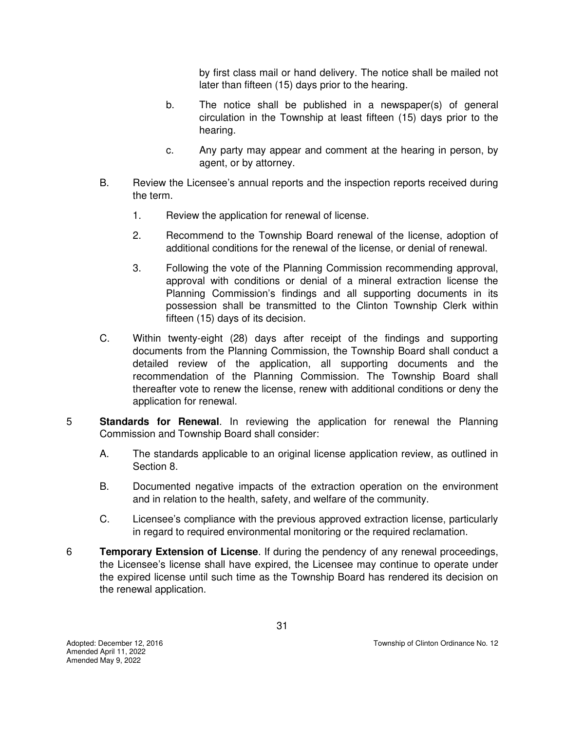by first class mail or hand delivery. The notice shall be mailed not later than fifteen (15) days prior to the hearing.

b. The notice shall be published in a newspaper(s) of general circulation in the Township at least fifteen (15) days prior to the hearing.

c. Any party may appear and comment at the hearing in person, by agent, or by attorney.

B. Review the Licensee's annual reports and the inspection reports received during the term.

1. Review the application for renewal of license.

2. Recommend to the Township Board renewal of the license, adoption of additional conditions for the renewal of the license, or denial of renewal.

3. Following the vote of the Planning Commission recommending approval, approval with conditions or denial of a mineral extraction license the Planning Commission's findings and all supporting documents in its possession shall be transmitted to the Clinton Township Clerk within fifteen (15) days of its decision.

C. Within twenty-eight (28) days after receipt of the findings and supporting documents from the Planning Commission, the Township Board shall conduct a detailed review of the application, all supporting documents and the recommendation of the Planning Commission. The Township Board shall thereafter vote to renew the license, renew with additional conditions or deny the application for renewal.

5 **Standards for Renewal**. In reviewing the application for renewal the Planning Commission and Township Board shall consider:

A. The standards applicable to an original license application review, as outlined in Section 8.

B. Documented negative impacts of the extraction operation on the environment and in relation to the health, safety, and welfare of the community.

C. Licensee's compliance with the previous approved extraction license, particularly in regard to required environmental monitoring or the required reclamation.

6 **Temporary Extension of License**. If during the pendency of any renewal proceedings, the Licensee's license shall have expired, the Licensee may continue to operate under the expired license until such time as the Township Board has rendered its decision on the renewal application.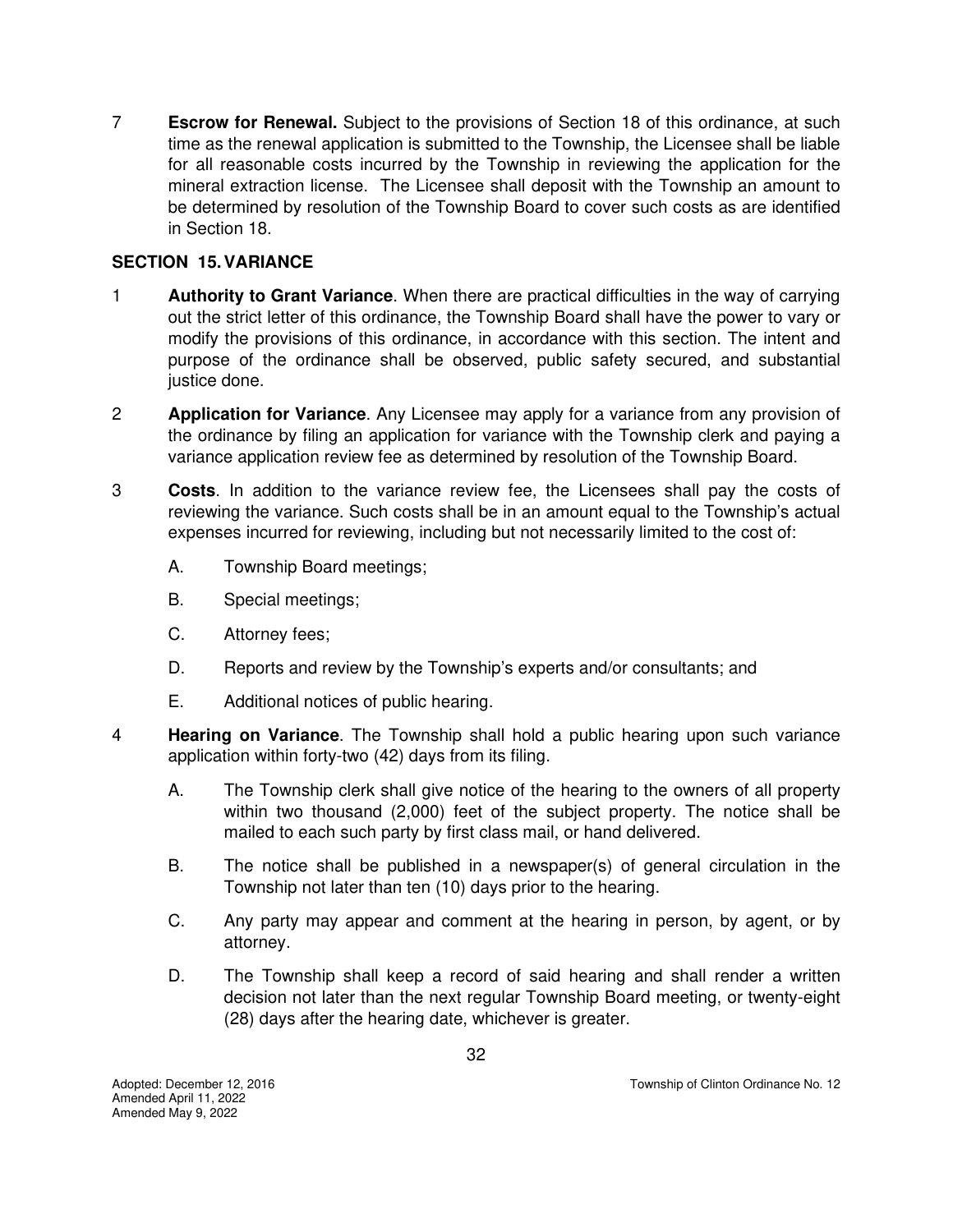7 **Escrow for Renewal.** Subject to the provisions of Section 18 of this ordinance, at such time as the renewal application is submitted to the Township, the Licensee shall be liable for all reasonable costs incurred by the Township in reviewing the application for the mineral extraction license. The Licensee shall deposit with the Township an amount to be determined by resolution of the Township Board to cover such costs as are identified in Section 18.

## SECTION 15. VARIANCE

1 **Authority to Grant Variance**. When there are practical difficulties in the way of carrying out the strict letter of this ordinance, the Township Board shall have the power to vary or modify the provisions of this ordinance, in accordance with this section. The intent and purpose of the ordinance shall be observed, public safety secured, and substantial justice done.

2 **Application for Variance**. Any Licensee may apply for a variance from any provision of the ordinance by filing an application for variance with the Township clerk and paying a variance application review fee as determined by resolution of the Township Board.

3 **Costs**. In addition to the variance review fee, the Licensees shall pay the costs of reviewing the variance. Such costs shall be in an amount equal to the Township's actual expenses incurred for reviewing, including but not necessarily limited to the cost of:

   A. Township Board meetings;

   B. Special meetings;

   C. Attorney fees;

   D. Reports and review by the Township's experts and/or consultants; and

   E. Additional notices of public hearing.

4 **Hearing on Variance**. The Township shall hold a public hearing upon such variance application within forty-two (42) days from its filing.

   A. The Township clerk shall give notice of the hearing to the owners of all property within two thousand (2,000) feet of the subject property. The notice shall be mailed to each such party by first class mail, or hand delivered.

   B. The notice shall be published in a newspaper(s) of general circulation in the Township not later than ten (10) days prior to the hearing.

   C. Any party may appear and comment at the hearing in person, by agent, or by attorney.

   D. The Township shall keep a record of said hearing and shall render a written decision not later than the next regular Township Board meeting, or twenty-eight (28) days after the hearing date, whichever is greater.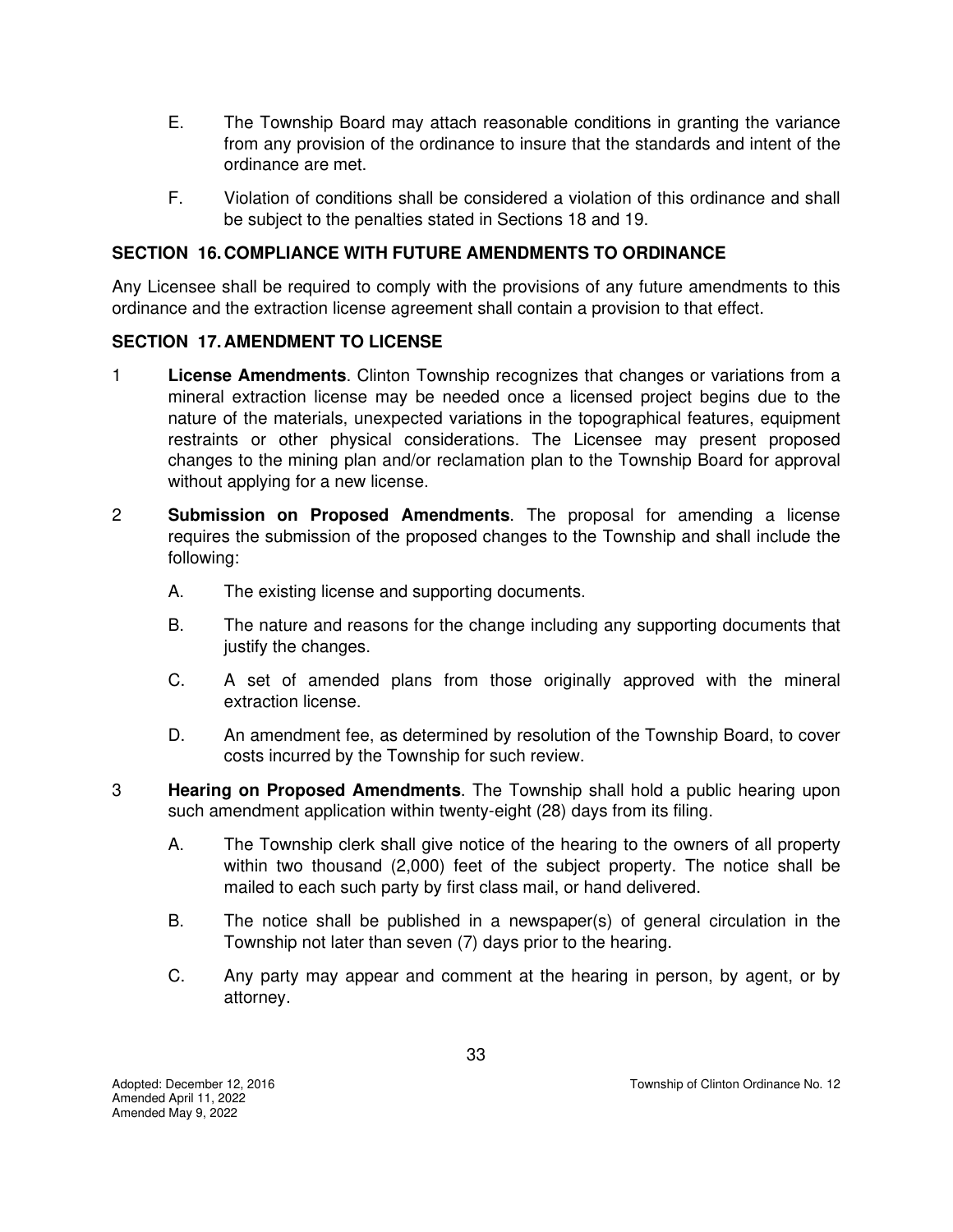E. The Township Board may attach reasonable conditions in granting the variance from any provision of the ordinance to insure that the standards and intent of the ordinance are met.

F. Violation of conditions shall be considered a violation of this ordinance and shall be subject to the penalties stated in Sections 18 and 19.

## SECTION 16. COMPLIANCE WITH FUTURE AMENDMENTS TO ORDINANCE

Any Licensee shall be required to comply with the provisions of any future amendments to this ordinance and the extraction license agreement shall contain a provision to that effect.

## SECTION 17. AMENDMENT TO LICENSE

1 **License Amendments**. Clinton Township recognizes that changes or variations from a mineral extraction license may be needed once a licensed project begins due to the nature of the materials, unexpected variations in the topographical features, equipment restraints or other physical considerations. The Licensee may present proposed changes to the mining plan and/or reclamation plan to the Township Board for approval without applying for a new license.

2 **Submission on Proposed Amendments**. The proposal for amending a license requires the submission of the proposed changes to the Township and shall include the following:

A. The existing license and supporting documents.

B. The nature and reasons for the change including any supporting documents that justify the changes.

C. A set of amended plans from those originally approved with the mineral extraction license.

D. An amendment fee, as determined by resolution of the Township Board, to cover costs incurred by the Township for such review.

3 **Hearing on Proposed Amendments**. The Township shall hold a public hearing upon such amendment application within twenty-eight (28) days from its filing.

A. The Township clerk shall give notice of the hearing to the owners of all property within two thousand (2,000) feet of the subject property. The notice shall be mailed to each such party by first class mail, or hand delivered.

B. The notice shall be published in a newspaper(s) of general circulation in the Township not later than seven (7) days prior to the hearing.

C. Any party may appear and comment at the hearing in person, by agent, or by attorney.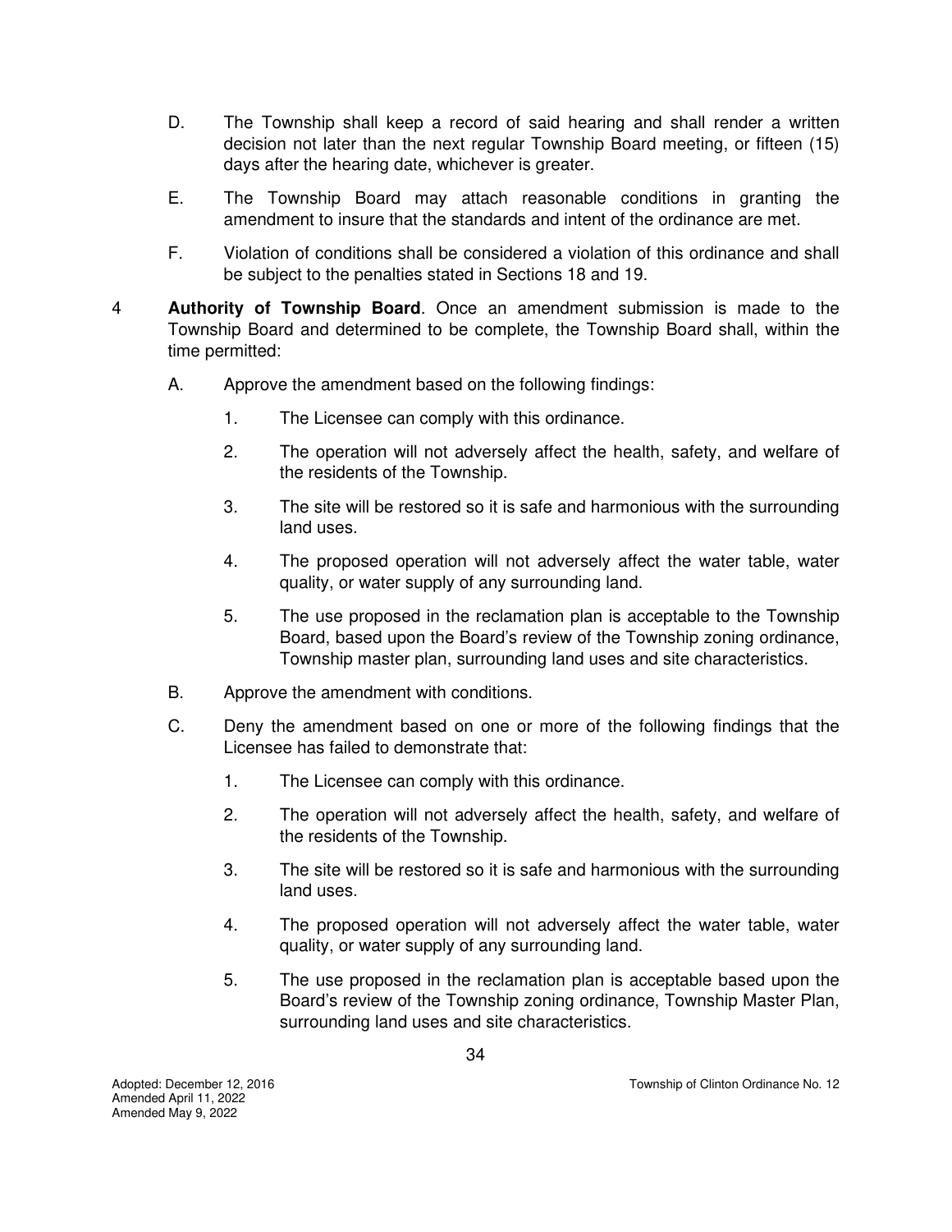D. The Township shall keep a record of said hearing and shall render a written decision not later than the next regular Township Board meeting, or fifteen (15) days after the hearing date, whichever is greater.

E. The Township Board may attach reasonable conditions in granting the amendment to insure that the standards and intent of the ordinance are met.

F. Violation of conditions shall be considered a violation of this ordinance and shall be subject to the penalties stated in Sections 18 and 19.

4 **Authority of Township Board**. Once an amendment submission is made to the Township Board and determined to be complete, the Township Board shall, within the time permitted:

A. Approve the amendment based on the following findings:

1. The Licensee can comply with this ordinance.
2. The operation will not adversely affect the health, safety, and welfare of the residents of the Township.
3. The site will be restored so it is safe and harmonious with the surrounding land uses.
4. The proposed operation will not adversely affect the water table, water quality, or water supply of any surrounding land.
5. The use proposed in the reclamation plan is acceptable to the Township Board, based upon the Board's review of the Township zoning ordinance, Township master plan, surrounding land uses and site characteristics.

B. Approve the amendment with conditions.

C. Deny the amendment based on one or more of the following findings that the Licensee has failed to demonstrate that:

1. The Licensee can comply with this ordinance.
2. The operation will not adversely affect the health, safety, and welfare of the residents of the Township.
3. The site will be restored so it is safe and harmonious with the surrounding land uses.
4. The proposed operation will not adversely affect the water table, water quality, or water supply of any surrounding land.
5. The use proposed in the reclamation plan is acceptable based upon the Board's review of the Township zoning ordinance, Township Master Plan, surrounding land uses and site characteristics.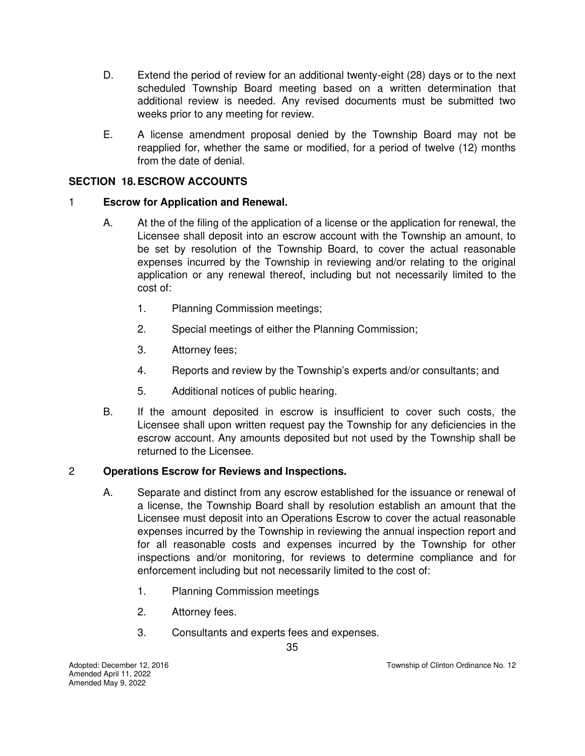D. Extend the period of review for an additional twenty-eight (28) days or to the next scheduled Township Board meeting based on a written determination that additional review is needed. Any revised documents must be submitted two weeks prior to any meeting for review.

E. A license amendment proposal denied by the Township Board may not be reapplied for, whether the same or modified, for a period of twelve (12) months from the date of denial.

## SECTION 18. ESCROW ACCOUNTS

1 **Escrow for Application and Renewal.**

A. At the of the filing of the application of a license or the application for renewal, the Licensee shall deposit into an escrow account with the Township an amount, to be set by resolution of the Township Board, to cover the actual reasonable expenses incurred by the Township in reviewing and/or relating to the original application or any renewal thereof, including but not necessarily limited to the cost of:

1. Planning Commission meetings;
2. Special meetings of either the Planning Commission;
3. Attorney fees;
4. Reports and review by the Township's experts and/or consultants; and
5. Additional notices of public hearing.

B. If the amount deposited in escrow is insufficient to cover such costs, the Licensee shall upon written request pay the Township for any deficiencies in the escrow account. Any amounts deposited but not used by the Township shall be returned to the Licensee.

2 **Operations Escrow for Reviews and Inspections.**

A. Separate and distinct from any escrow established for the issuance or renewal of a license, the Township Board shall by resolution establish an amount that the Licensee must deposit into an Operations Escrow to cover the actual reasonable expenses incurred by the Township in reviewing the annual inspection report and for all reasonable costs and expenses incurred by the Township for other inspections and/or monitoring, for reviews to determine compliance and for enforcement including but not necessarily limited to the cost of:

1. Planning Commission meetings
2. Attorney fees.
3. Consultants and experts fees and expenses.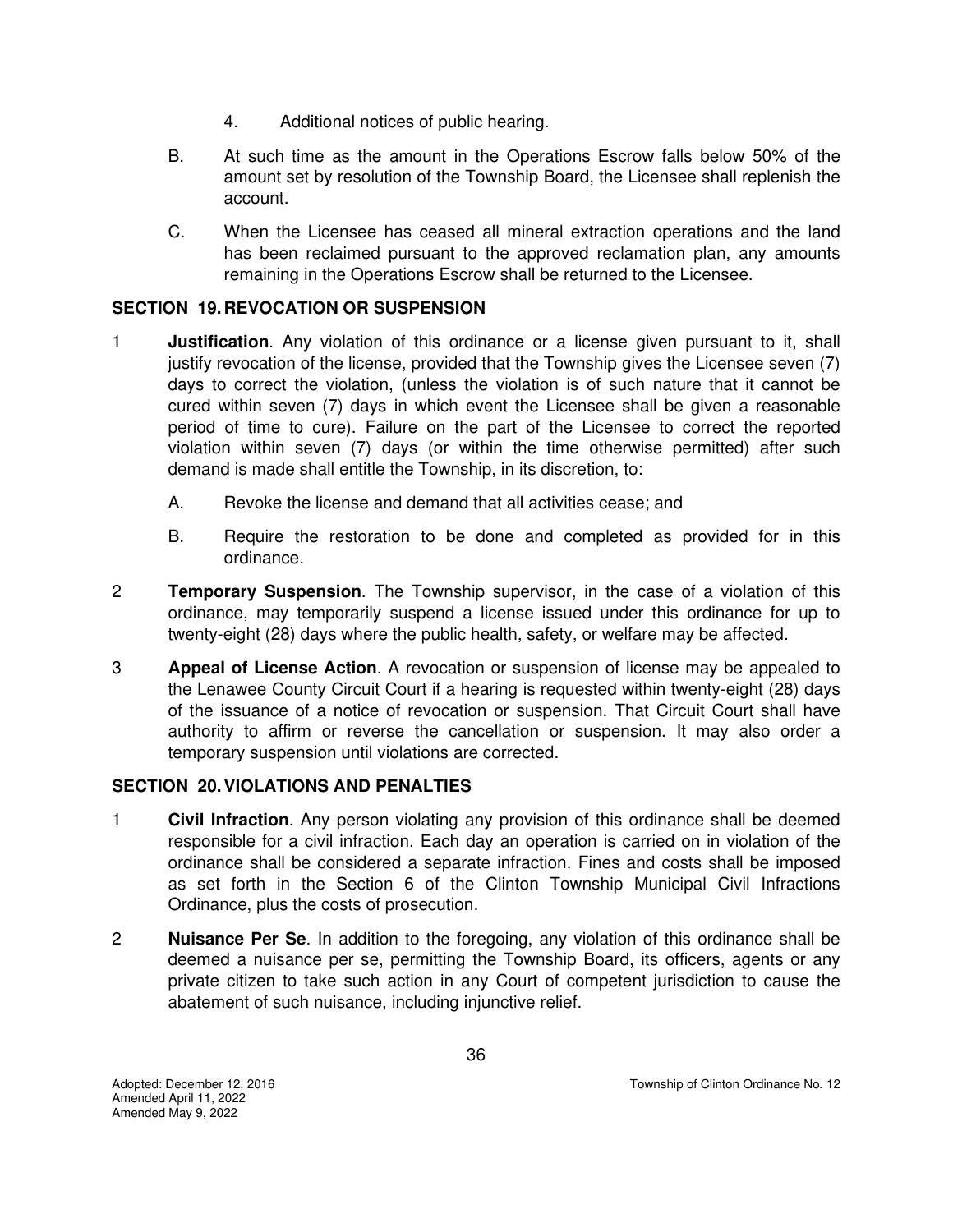4. Additional notices of public hearing.

B. At such time as the amount in the Operations Escrow falls below 50% of the amount set by resolution of the Township Board, the Licensee shall replenish the account.

C. When the Licensee has ceased all mineral extraction operations and the land has been reclaimed pursuant to the approved reclamation plan, any amounts remaining in the Operations Escrow shall be returned to the Licensee.

## SECTION 19. REVOCATION OR SUSPENSION

1 **Justification**. Any violation of this ordinance or a license given pursuant to it, shall justify revocation of the license, provided that the Township gives the Licensee seven (7) days to correct the violation, (unless the violation is of such nature that it cannot be cured within seven (7) days in which event the Licensee shall be given a reasonable period of time to cure). Failure on the part of the Licensee to correct the reported violation within seven (7) days (or within the time otherwise permitted) after such demand is made shall entitle the Township, in its discretion, to:

A. Revoke the license and demand that all activities cease; and

B. Require the restoration to be done and completed as provided for in this ordinance.

2 **Temporary Suspension**. The Township supervisor, in the case of a violation of this ordinance, may temporarily suspend a license issued under this ordinance for up to twenty-eight (28) days where the public health, safety, or welfare may be affected.

3 **Appeal of License Action**. A revocation or suspension of license may be appealed to the Lenawee County Circuit Court if a hearing is requested within twenty-eight (28) days of the issuance of a notice of revocation or suspension. That Circuit Court shall have authority to affirm or reverse the cancellation or suspension. It may also order a temporary suspension until violations are corrected.

## SECTION 20. VIOLATIONS AND PENALTIES

1 **Civil Infraction**. Any person violating any provision of this ordinance shall be deemed responsible for a civil infraction. Each day an operation is carried on in violation of the ordinance shall be considered a separate infraction. Fines and costs shall be imposed as set forth in the Section 6 of the Clinton Township Municipal Civil Infractions Ordinance, plus the costs of prosecution.

2 **Nuisance Per Se**. In addition to the foregoing, any violation of this ordinance shall be deemed a nuisance per se, permitting the Township Board, its officers, agents or any private citizen to take such action in any Court of competent jurisdiction to cause the abatement of such nuisance, including injunctive relief.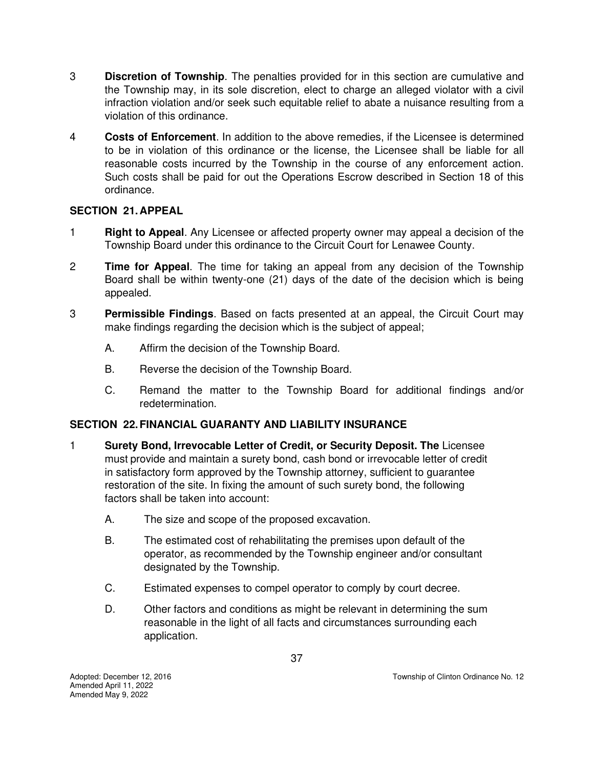3 **Discretion of Township**. The penalties provided for in this section are cumulative and the Township may, in its sole discretion, elect to charge an alleged violator with a civil infraction violation and/or seek such equitable relief to abate a nuisance resulting from a violation of this ordinance.

4 **Costs of Enforcement**. In addition to the above remedies, if the Licensee is determined to be in violation of this ordinance or the license, the Licensee shall be liable for all reasonable costs incurred by the Township in the course of any enforcement action. Such costs shall be paid for out the Operations Escrow described in Section 18 of this ordinance.

## SECTION 21. APPEAL

1 **Right to Appeal**. Any Licensee or affected property owner may appeal a decision of the Township Board under this ordinance to the Circuit Court for Lenawee County.

2 **Time for Appeal**. The time for taking an appeal from any decision of the Township Board shall be within twenty-one (21) days of the date of the decision which is being appealed.

3 **Permissible Findings**. Based on facts presented at an appeal, the Circuit Court may make findings regarding the decision which is the subject of appeal;

A. Affirm the decision of the Township Board.

B. Reverse the decision of the Township Board.

C. Remand the matter to the Township Board for additional findings and/or redetermination.

## SECTION 22. FINANCIAL GUARANTY AND LIABILITY INSURANCE

1 **Surety Bond, Irrevocable Letter of Credit, or Security Deposit. The** Licensee must provide and maintain a surety bond, cash bond or irrevocable letter of credit in satisfactory form approved by the Township attorney, sufficient to guarantee restoration of the site. In fixing the amount of such surety bond, the following factors shall be taken into account:

A. The size and scope of the proposed excavation.

B. The estimated cost of rehabilitating the premises upon default of the operator, as recommended by the Township engineer and/or consultant designated by the Township.

C. Estimated expenses to compel operator to comply by court decree.

D. Other factors and conditions as might be relevant in determining the sum reasonable in the light of all facts and circumstances surrounding each application.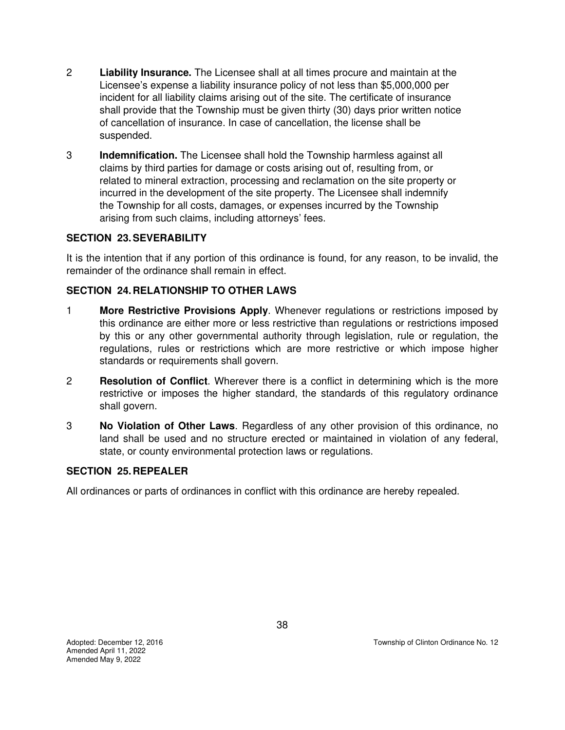2 **Liability Insurance.** The Licensee shall at all times procure and maintain at the Licensee's expense a liability insurance policy of not less than $5,000,000 per incident for all liability claims arising out of the site. The certificate of insurance shall provide that the Township must be given thirty (30) days prior written notice of cancellation of insurance. In case of cancellation, the license shall be suspended.

3 **Indemnification.** The Licensee shall hold the Township harmless against all claims by third parties for damage or costs arising out of, resulting from, or related to mineral extraction, processing and reclamation on the site property or incurred in the development of the site property. The Licensee shall indemnify the Township for all costs, damages, or expenses incurred by the Township arising from such claims, including attorneys' fees.

## SECTION 23. SEVERABILITY

It is the intention that if any portion of this ordinance is found, for any reason, to be invalid, the remainder of the ordinance shall remain in effect.

## SECTION 24. RELATIONSHIP TO OTHER LAWS

1 **More Restrictive Provisions Apply**. Whenever regulations or restrictions imposed by this ordinance are either more or less restrictive than regulations or restrictions imposed by this or any other governmental authority through legislation, rule or regulation, the regulations, rules or restrictions which are more restrictive or which impose higher standards or requirements shall govern.

2 **Resolution of Conflict**. Wherever there is a conflict in determining which is the more restrictive or imposes the higher standard, the standards of this regulatory ordinance shall govern.

3 **No Violation of Other Laws**. Regardless of any other provision of this ordinance, no land shall be used and no structure erected or maintained in violation of any federal, state, or county environmental protection laws or regulations.

## SECTION 25. REPEALER

All ordinances or parts of ordinances in conflict with this ordinance are hereby repealed.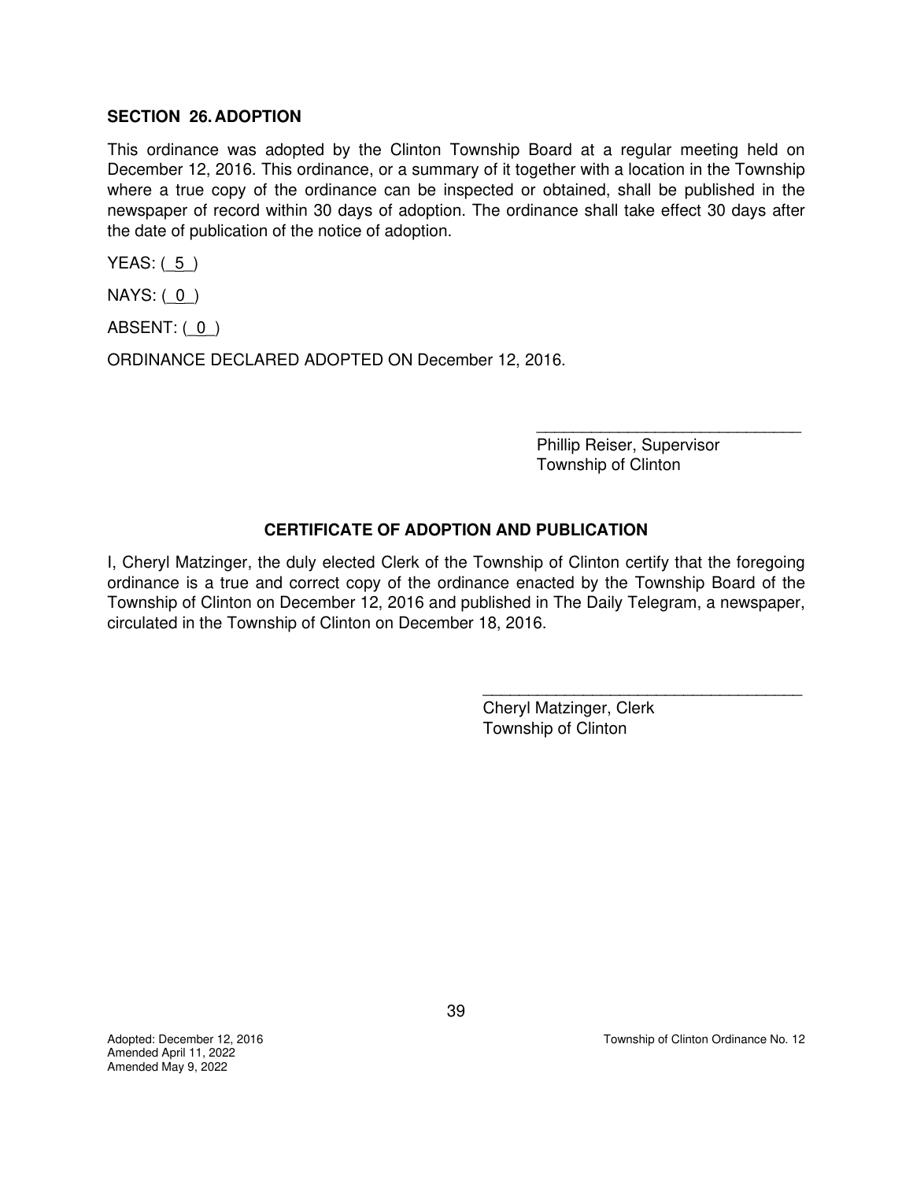**SECTION 26. ADOPTION**

This ordinance was adopted by the Clinton Township Board at a regular meeting held on December 12, 2016. This ordinance, or a summary of it together with a location in the Township where a true copy of the ordinance can be inspected or obtained, shall be published in the newspaper of record within 30 days of adoption. The ordinance shall take effect 30 days after the date of publication of the notice of adoption.

YEAS: ( 5 )

NAYS: ( 0 )

ABSENT: ( 0 )

ORDINANCE DECLARED ADOPTED ON December 12, 2016.

______________________________
Phillip Reiser, Supervisor
Township of Clinton

**CERTIFICATE OF ADOPTION AND PUBLICATION**

I, Cheryl Matzinger, the duly elected Clerk of the Township of Clinton certify that the foregoing ordinance is a true and correct copy of the ordinance enacted by the Township Board of the Township of Clinton on December 12, 2016 and published in The Daily Telegram, a newspaper, circulated in the Township of Clinton on December 18, 2016.

____________________________________
Cheryl Matzinger, Clerk
Township of Clinton